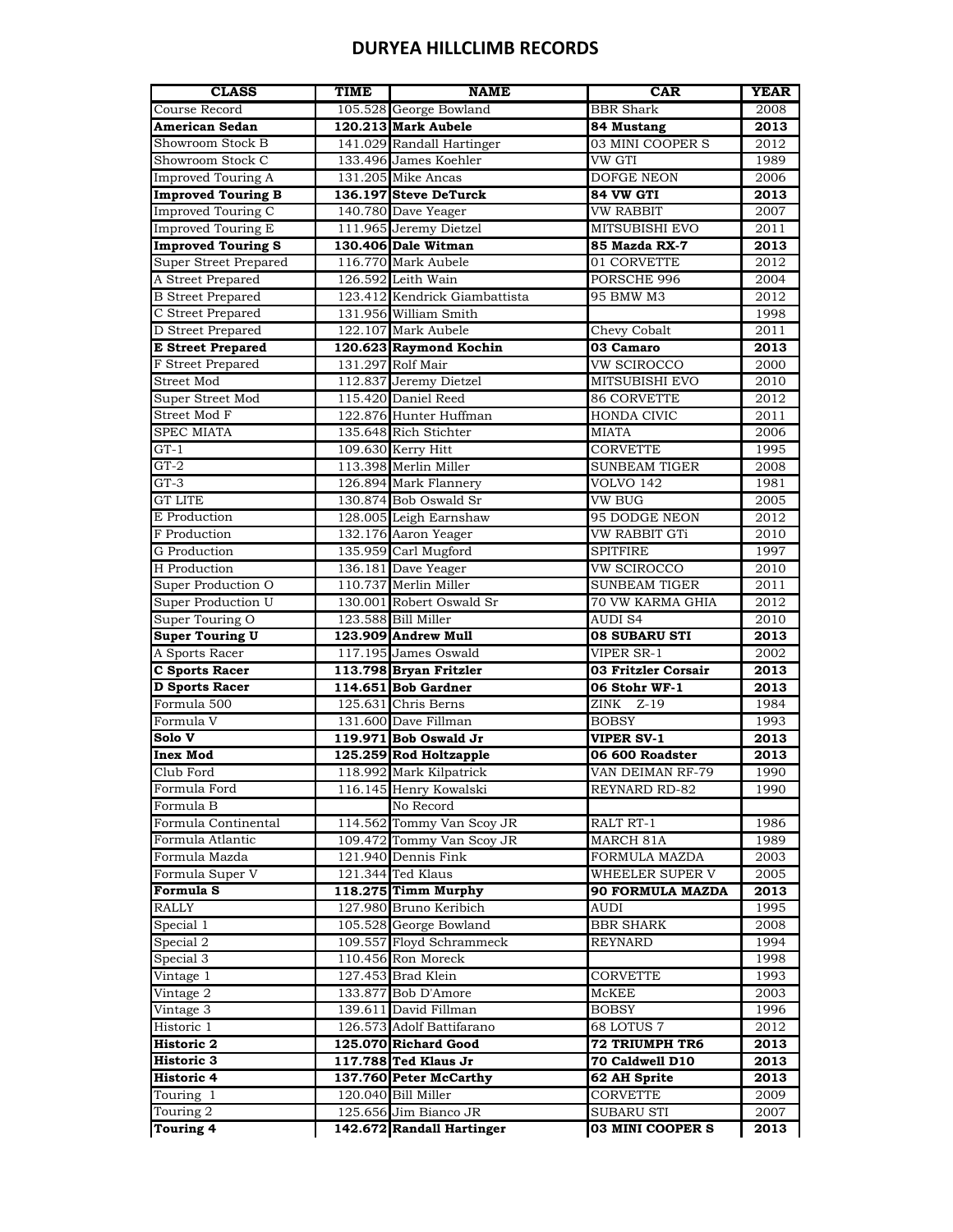# DURYEA HILLCLIMB RECORDS

| CLASS | TIME | NAME | CAR | YEAR |
|---|---|---|---|---|
| Course Record | 105.528 | George Bowland | BBR Shark | 2008 |
| **American Sedan** | **120.213** | **Mark Aubele** | **84 Mustang** | **2013** |
| Showroom Stock B | 141.029 | Randall Hartinger | 03 MINI COOPER S | 2012 |
| Showroom Stock C | 133.496 | James Koehler | VW GTI | 1989 |
| Improved Touring A | 131.205 | Mike Ancas | DOFGE NEON | 2006 |
| **Improved Touring B** | **136.197** | **Steve DeTurck** | **84 VW GTI** | **2013** |
| Improved Touring C | 140.780 | Dave Yeager | VW RABBIT | 2007 |
| Improved Touring E | 111.965 | Jeremy Dietzel | MITSUBISHI EVO | 2011 |
| **Improved Touring S** | **130.406** | **Dale Witman** | **85 Mazda RX-7** | **2013** |
| Super Street Prepared | 116.770 | Mark Aubele | 01 CORVETTE | 2012 |
| A Street Prepared | 126.592 | Leith Wain | PORSCHE 996 | 2004 |
| B Street Prepared | 123.412 | Kendrick Giambattista | 95 BMW M3 | 2012 |
| C Street Prepared | 131.956 | William Smith | | 1998 |
| D Street Prepared | 122.107 | Mark Aubele | Chevy Cobalt | 2011 |
| **E Street Prepared** | **120.623** | **Raymond Kochin** | **03 Camaro** | **2013** |
| F Street Prepared | 131.297 | Rolf Mair | VW SCIROCCO | 2000 |
| Street Mod | 112.837 | Jeremy Dietzel | MITSUBISHI EVO | 2010 |
| Super Street Mod | 115.420 | Daniel Reed | 86 CORVETTE | 2012 |
| Street Mod F | 122.876 | Hunter Huffman | HONDA CIVIC | 2011 |
| SPEC MIATA | 135.648 | Rich Stichter | MIATA | 2006 |
| GT-1 | 109.630 | Kerry Hitt | CORVETTE | 1995 |
| GT-2 | 113.398 | Merlin Miller | SUNBEAM TIGER | 2008 |
| GT-3 | 126.894 | Mark Flannery | VOLVO 142 | 1981 |
| GT LITE | 130.874 | Bob Oswald Sr | VW BUG | 2005 |
| E Production | 128.005 | Leigh Earnshaw | 95 DODGE NEON | 2012 |
| F Production | 132.176 | Aaron Yeager | VW RABBIT GTi | 2010 |
| G Production | 135.959 | Carl Mugford | SPITFIRE | 1997 |
| H Production | 136.181 | Dave Yeager | VW SCIROCCO | 2010 |
| Super Production O | 110.737 | Merlin Miller | SUNBEAM TIGER | 2011 |
| Super Production U | 130.001 | Robert Oswald Sr | 70 VW KARMA GHIA | 2012 |
| Super Touring O | 123.588 | Bill Miller | AUDI S4 | 2010 |
| **Super Touring U** | **123.909** | **Andrew Mull** | **08 SUBARU STI** | **2013** |
| A Sports Racer | 117.195 | James Oswald | VIPER SR-1 | 2002 |
| **C Sports Racer** | **113.798** | **Bryan Fritzler** | **03 Fritzler Corsair** | **2013** |
| **D Sports Racer** | **114.651** | **Bob Gardner** | **06 Stohr WF-1** | **2013** |
| Formula 500 | 125.631 | Chris Berns | ZINK Z-19 | 1984 |
| Formula V | 131.600 | Dave Fillman | BOBSY | 1993 |
| **Solo V** | **119.971** | **Bob Oswald Jr** | **VIPER SV-1** | **2013** |
| **Inex Mod** | **125.259** | **Rod Holtzapple** | **06 600 Roadster** | **2013** |
| Club Ford | 118.992 | Mark Kilpatrick | VAN DEIMAN RF-79 | 1990 |
| Formula Ford | 116.145 | Henry Kowalski | REYNARD RD-82 | 1990 |
| Formula B | | No Record | | |
| Formula Continental | 114.562 | Tommy Van Scoy JR | RALT RT-1 | 1986 |
| Formula Atlantic | 109.472 | Tommy Van Scoy JR | MARCH 81A | 1989 |
| Formula Mazda | 121.940 | Dennis Fink | FORMULA MAZDA | 2003 |
| Formula Super V | 121.344 | Ted Klaus | WHEELER SUPER V | 2005 |
| **Formula S** | **118.275** | **Timm Murphy** | **90 FORMULA MAZDA** | **2013** |
| RALLY | 127.980 | Bruno Keribich | AUDI | 1995 |
| Special 1 | 105.528 | George Bowland | BBR SHARK | 2008 |
| Special 2 | 109.557 | Floyd Schrammeck | REYNARD | 1994 |
| Special 3 | 110.456 | Ron Moreck | | 1998 |
| Vintage 1 | 127.453 | Brad Klein | CORVETTE | 1993 |
| Vintage 2 | 133.877 | Bob D'Amore | McKEE | 2003 |
| Vintage 3 | 139.611 | David Fillman | BOBSY | 1996 |
| Historic 1 | 126.573 | Adolf Battifarano | 68 LOTUS 7 | 2012 |
| **Historic 2** | **125.070** | **Richard Good** | **72 TRIUMPH TR6** | **2013** |
| **Historic 3** | **117.788** | **Ted Klaus Jr** | **70 Caldwell D10** | **2013** |
| **Historic 4** | **137.760** | **Peter McCarthy** | **62 AH Sprite** | **2013** |
| Touring 1 | 120.040 | Bill Miller | CORVETTE | 2009 |
| Touring 2 | 125.656 | Jim Bianco JR | SUBARU STI | 2007 |
| **Touring 4** | **142.672** | **Randall Hartinger** | **03 MINI COOPER S** | **2013** |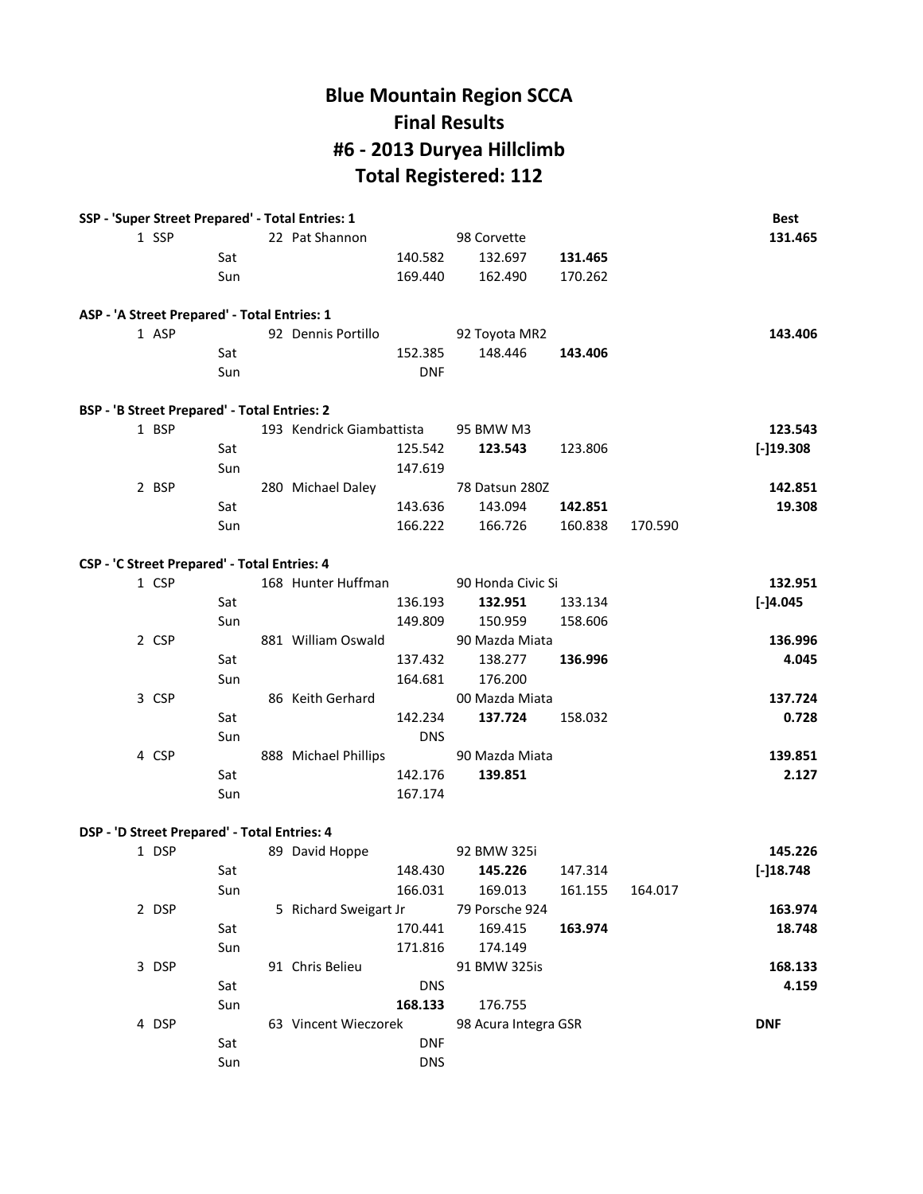# Blue Mountain Region SCCA
# Final Results
# #6 - 2013 Duryea Hillclimb
# Total Registered: 112

**SSP - 'Super Street Prepared' - Total Entries: 1**

| Pos | Class | Day | No. | Driver | Run 1 | Car / Run 2 | Run 3 | Run 4 | Best |
|---|---|---|---|---|---|---|---|---|---|
| 1 | SSP | | 22 | Pat Shannon | | 98 Corvette | | | **131.465** |
| | | Sat | | | 140.582 | 132.697 | **131.465** | | |
| | | Sun | | | 169.440 | 162.490 | 170.262 | | |

**ASP - 'A Street Prepared' - Total Entries: 1**

| Pos | Class | Day | No. | Driver | Run 1 | Car / Run 2 | Run 3 | Run 4 | Best |
|---|---|---|---|---|---|---|---|---|---|
| 1 | ASP | | 92 | Dennis Portillo | | 92 Toyota MR2 | | | **143.406** |
| | | Sat | | | 152.385 | 148.446 | **143.406** | | |
| | | Sun | | | DNF | | | | |

**BSP - 'B Street Prepared' - Total Entries: 2**

| Pos | Class | Day | No. | Driver | Run 1 | Car / Run 2 | Run 3 | Run 4 | Best |
|---|---|---|---|---|---|---|---|---|---|
| 1 | BSP | | 193 | Kendrick Giambattista | | 95 BMW M3 | | | **123.543** |
| | | Sat | | | 125.542 | **123.543** | 123.806 | | **[-]19.308** |
| | | Sun | | | 147.619 | | | | |
| 2 | BSP | | 280 | Michael Daley | | 78 Datsun 280Z | | | **142.851** |
| | | Sat | | | 143.636 | 143.094 | **142.851** | | **19.308** |
| | | Sun | | | 166.222 | 166.726 | 160.838 | 170.590 | |

**CSP - 'C Street Prepared' - Total Entries: 4**

| Pos | Class | Day | No. | Driver | Run 1 | Car / Run 2 | Run 3 | Run 4 | Best |
|---|---|---|---|---|---|---|---|---|---|
| 1 | CSP | | 168 | Hunter Huffman | | 90 Honda Civic Si | | | **132.951** |
| | | Sat | | | 136.193 | **132.951** | 133.134 | | **[-]4.045** |
| | | Sun | | | 149.809 | 150.959 | 158.606 | | |
| 2 | CSP | | 881 | William Oswald | | 90 Mazda Miata | | | **136.996** |
| | | Sat | | | 137.432 | 138.277 | **136.996** | | **4.045** |
| | | Sun | | | 164.681 | 176.200 | | | |
| 3 | CSP | | 86 | Keith Gerhard | | 00 Mazda Miata | | | **137.724** |
| | | Sat | | | 142.234 | **137.724** | 158.032 | | **0.728** |
| | | Sun | | | DNS | | | | |
| 4 | CSP | | 888 | Michael Phillips | | 90 Mazda Miata | | | **139.851** |
| | | Sat | | | 142.176 | **139.851** | | | **2.127** |
| | | Sun | | | 167.174 | | | | |

**DSP - 'D Street Prepared' - Total Entries: 4**

| Pos | Class | Day | No. | Driver | Run 1 | Car / Run 2 | Run 3 | Run 4 | Best |
|---|---|---|---|---|---|---|---|---|---|
| 1 | DSP | | 89 | David Hoppe | | 92 BMW 325i | | | **145.226** |
| | | Sat | | | 148.430 | **145.226** | 147.314 | | **[-]18.748** |
| | | Sun | | | 166.031 | 169.013 | 161.155 | 164.017 | |
| 2 | DSP | | 5 | Richard Sweigart Jr | | 79 Porsche 924 | | | **163.974** |
| | | Sat | | | 170.441 | 169.415 | **163.974** | | **18.748** |
| | | Sun | | | 171.816 | 174.149 | | | |
| 3 | DSP | | 91 | Chris Belieu | | 91 BMW 325is | | | **168.133** |
| | | Sat | | | DNS | | | | **4.159** |
| | | Sun | | | **168.133** | 176.755 | | | |
| 4 | DSP | | 63 | Vincent Wieczorek | | 98 Acura Integra GSR | | | **DNF** |
| | | Sat | | | DNF | | | | |
| | | Sun | | | DNS | | | | |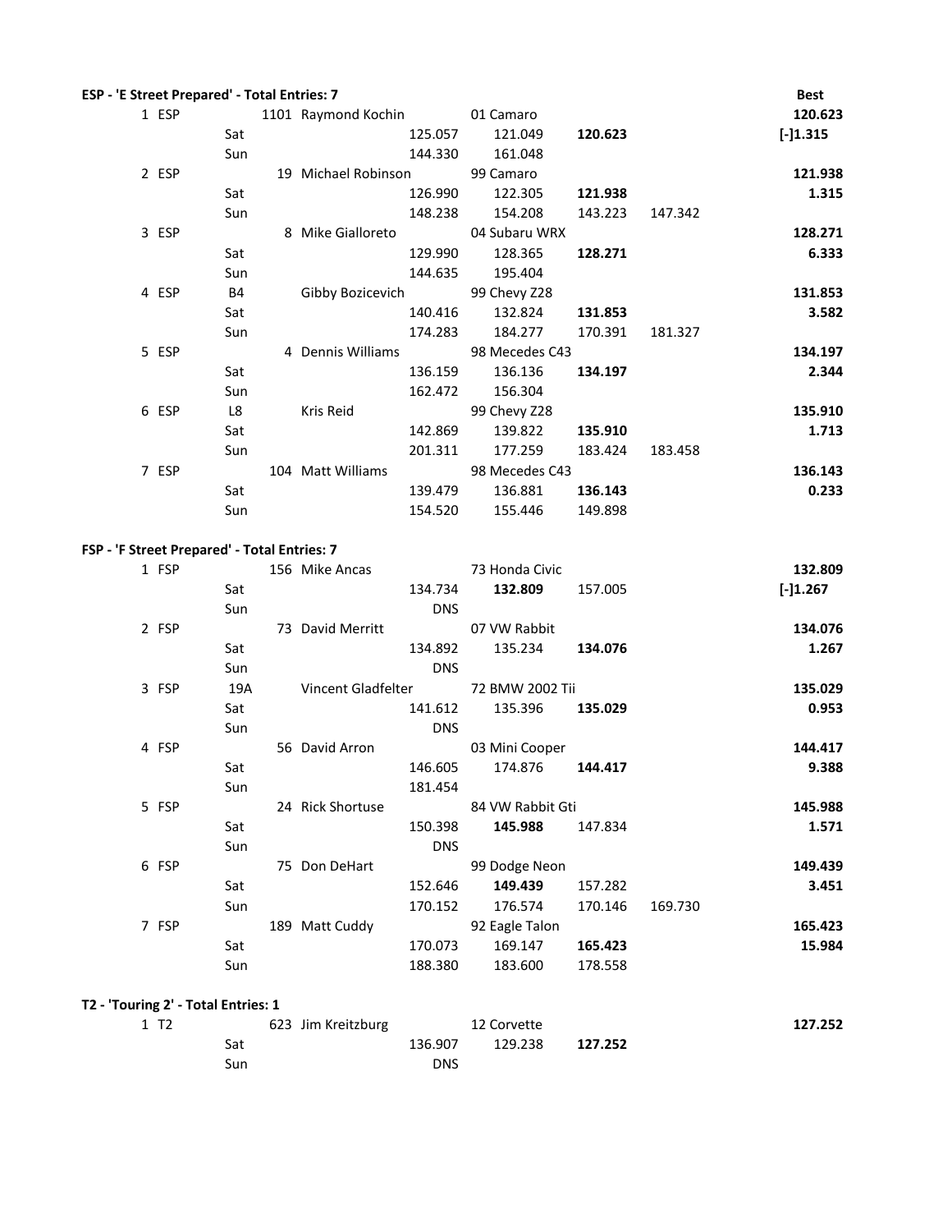**ESP - 'E Street Prepared' - Total Entries: 7**

| Pos | Class | No. | Driver | Car / Run 1 | Run 2 | Run 3 | Run 4 | Best |
|---|---|---|---|---|---|---|---|---|
| 1 | ESP | 1101 | Raymond Kochin | 01 Camaro | | | | 120.623 |
| | | Sat | | 125.057 | 121.049 | **120.623** | | [-]1.315 |
| | | Sun | | 144.330 | 161.048 | | | |
| 2 | ESP | 19 | Michael Robinson | 99 Camaro | | | | 121.938 |
| | | Sat | | 126.990 | 122.305 | **121.938** | | 1.315 |
| | | Sun | | 148.238 | 154.208 | 143.223 | 147.342 | |
| 3 | ESP | 8 | Mike Gialloreto | 04 Subaru WRX | | | | 128.271 |
| | | Sat | | 129.990 | 128.365 | **128.271** | | 6.333 |
| | | Sun | | 144.635 | 195.404 | | | |
| 4 | ESP | B4 | Gibby Bozicevich | 99 Chevy Z28 | | | | 131.853 |
| | | Sat | | 140.416 | 132.824 | **131.853** | | 3.582 |
| | | Sun | | 174.283 | 184.277 | 170.391 | 181.327 | |
| 5 | ESP | 4 | Dennis Williams | 98 Mecedes C43 | | | | 134.197 |
| | | Sat | | 136.159 | 136.136 | **134.197** | | 2.344 |
| | | Sun | | 162.472 | 156.304 | | | |
| 6 | ESP | L8 | Kris Reid | 99 Chevy Z28 | | | | 135.910 |
| | | Sat | | 142.869 | 139.822 | **135.910** | | 1.713 |
| | | Sun | | 201.311 | 177.259 | 183.424 | 183.458 | |
| 7 | ESP | 104 | Matt Williams | 98 Mecedes C43 | | | | 136.143 |
| | | Sat | | 139.479 | 136.881 | **136.143** | | 0.233 |
| | | Sun | | 154.520 | 155.446 | 149.898 | | |

**FSP - 'F Street Prepared' - Total Entries: 7**

| Pos | Class | No. | Driver | Car / Run 1 | Run 2 | Run 3 | Run 4 | Best |
|---|---|---|---|---|---|---|---|---|
| 1 | FSP | 156 | Mike Ancas | 73 Honda Civic | | | | 132.809 |
| | | Sat | | 134.734 | **132.809** | 157.005 | | [-]1.267 |
| | | Sun | | DNS | | | | |
| 2 | FSP | 73 | David Merritt | 07 VW Rabbit | | | | 134.076 |
| | | Sat | | 134.892 | 135.234 | **134.076** | | 1.267 |
| | | Sun | | DNS | | | | |
| 3 | FSP | 19A | Vincent Gladfelter | 72 BMW 2002 Tii | | | | 135.029 |
| | | Sat | | 141.612 | 135.396 | **135.029** | | 0.953 |
| | | Sun | | DNS | | | | |
| 4 | FSP | 56 | David Arron | 03 Mini Cooper | | | | 144.417 |
| | | Sat | | 146.605 | 174.876 | **144.417** | | 9.388 |
| | | Sun | | 181.454 | | | | |
| 5 | FSP | 24 | Rick Shortuse | 84 VW Rabbit Gti | | | | 145.988 |
| | | Sat | | 150.398 | **145.988** | 147.834 | | 1.571 |
| | | Sun | | DNS | | | | |
| 6 | FSP | 75 | Don DeHart | 99 Dodge Neon | | | | 149.439 |
| | | Sat | | 152.646 | **149.439** | 157.282 | | 3.451 |
| | | Sun | | 170.152 | 176.574 | 170.146 | 169.730 | |
| 7 | FSP | 189 | Matt Cuddy | 92 Eagle Talon | | | | 165.423 |
| | | Sat | | 170.073 | 169.147 | **165.423** | | 15.984 |
| | | Sun | | 188.380 | 183.600 | 178.558 | | |

**T2 - 'Touring 2' - Total Entries: 1**

| Pos | Class | No. | Driver | Car / Run 1 | Run 2 | Run 3 | Run 4 | Best |
|---|---|---|---|---|---|---|---|---|
| 1 | T2 | 623 | Jim Kreitzburg | 12 Corvette | | | | 127.252 |
| | | Sat | | 136.907 | 129.238 | **127.252** | | |
| | | Sun | | DNS | | | | |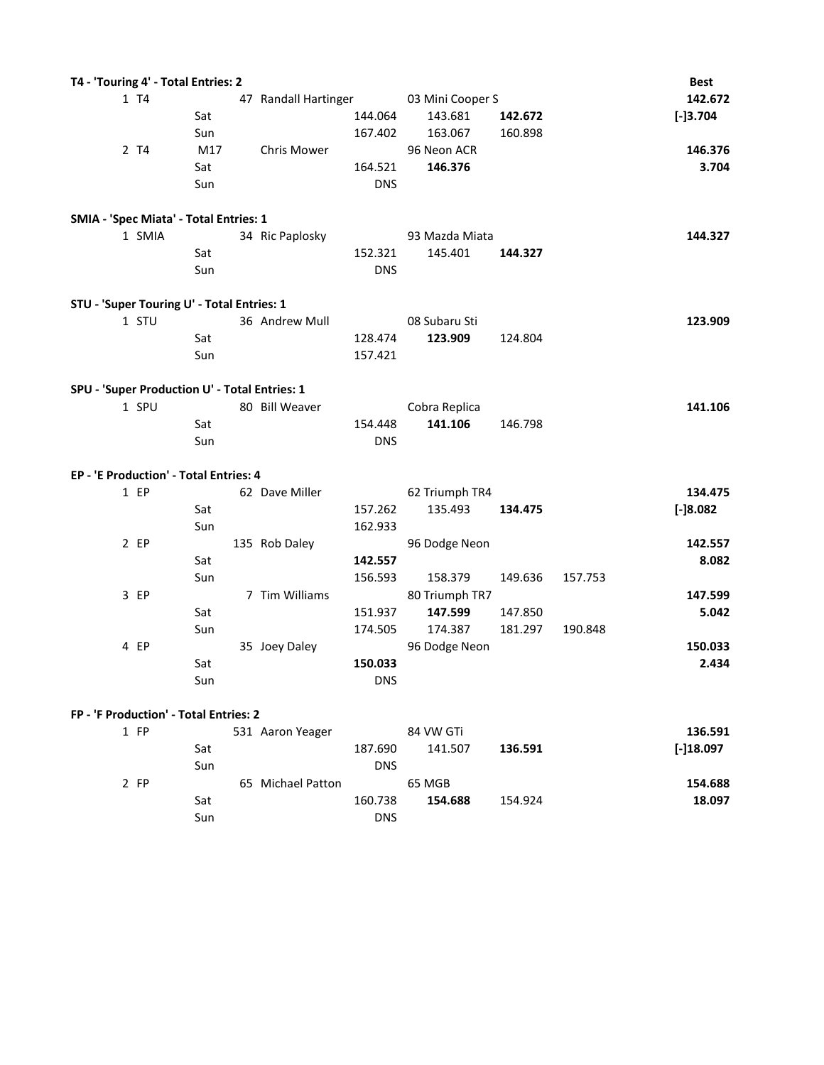**T4 - 'Touring 4' - Total Entries: 2**

| Pos | Class | No. | Driver | | Car | | | Best |
|---|---|---|---|---|---|---|---|---|
| 1 | T4 | 47 | Randall Hartinger | | 03 Mini Cooper S | | | **142.672** |
| | Sat | | | 144.064 | 143.681 | **142.672** | | **[-]3.704** |
| | Sun | | | 167.402 | 163.067 | 160.898 | | |
| 2 | T4 | M17 | Chris Mower | | 96 Neon ACR | | | **146.376** |
| | Sat | | | 164.521 | **146.376** | | | **3.704** |
| | Sun | | | DNS | | | | |

**SMIA - 'Spec Miata' - Total Entries: 1**

| Pos | Class | No. | Driver | | Car | | | Best |
|---|---|---|---|---|---|---|---|---|
| 1 | SMIA | 34 | Ric Paplosky | | 93 Mazda Miata | | | **144.327** |
| | Sat | | | 152.321 | 145.401 | **144.327** | | |
| | Sun | | | DNS | | | | |

**STU - 'Super Touring U' - Total Entries: 1**

| Pos | Class | No. | Driver | | Car | | | Best |
|---|---|---|---|---|---|---|---|---|
| 1 | STU | 36 | Andrew Mull | | 08 Subaru Sti | | | **123.909** |
| | Sat | | | 128.474 | **123.909** | 124.804 | | |
| | Sun | | | 157.421 | | | | |

**SPU - 'Super Production U' - Total Entries: 1**

| Pos | Class | No. | Driver | | Car | | | Best |
|---|---|---|---|---|---|---|---|---|
| 1 | SPU | 80 | Bill Weaver | | Cobra Replica | | | **141.106** |
| | Sat | | | 154.448 | **141.106** | 146.798 | | |
| | Sun | | | DNS | | | | |

**EP - 'E Production' - Total Entries: 4**

| Pos | Class | No. | Driver | | Car | | | Best |
|---|---|---|---|---|---|---|---|---|
| 1 | EP | 62 | Dave Miller | | 62 Triumph TR4 | | | **134.475** |
| | Sat | | | 157.262 | 135.493 | **134.475** | | **[-]8.082** |
| | Sun | | | 162.933 | | | | |
| 2 | EP | 135 | Rob Daley | | 96 Dodge Neon | | | **142.557** |
| | Sat | | | **142.557** | | | | **8.082** |
| | Sun | | | 156.593 | 158.379 | 149.636 | 157.753 | |
| 3 | EP | 7 | Tim Williams | | 80 Triumph TR7 | | | **147.599** |
| | Sat | | | 151.937 | **147.599** | 147.850 | | **5.042** |
| | Sun | | | 174.505 | 174.387 | 181.297 | 190.848 | |
| 4 | EP | 35 | Joey Daley | | 96 Dodge Neon | | | **150.033** |
| | Sat | | | **150.033** | | | | **2.434** |
| | Sun | | | DNS | | | | |

**FP - 'F Production' - Total Entries: 2**

| Pos | Class | No. | Driver | | Car | | | Best |
|---|---|---|---|---|---|---|---|---|
| 1 | FP | 531 | Aaron Yeager | | 84 VW GTi | | | **136.591** |
| | Sat | | | 187.690 | 141.507 | **136.591** | | **[-]18.097** |
| | Sun | | | DNS | | | | |
| 2 | FP | 65 | Michael Patton | | 65 MGB | | | **154.688** |
| | Sat | | | 160.738 | **154.688** | 154.924 | | **18.097** |
| | Sun | | | DNS | | | | |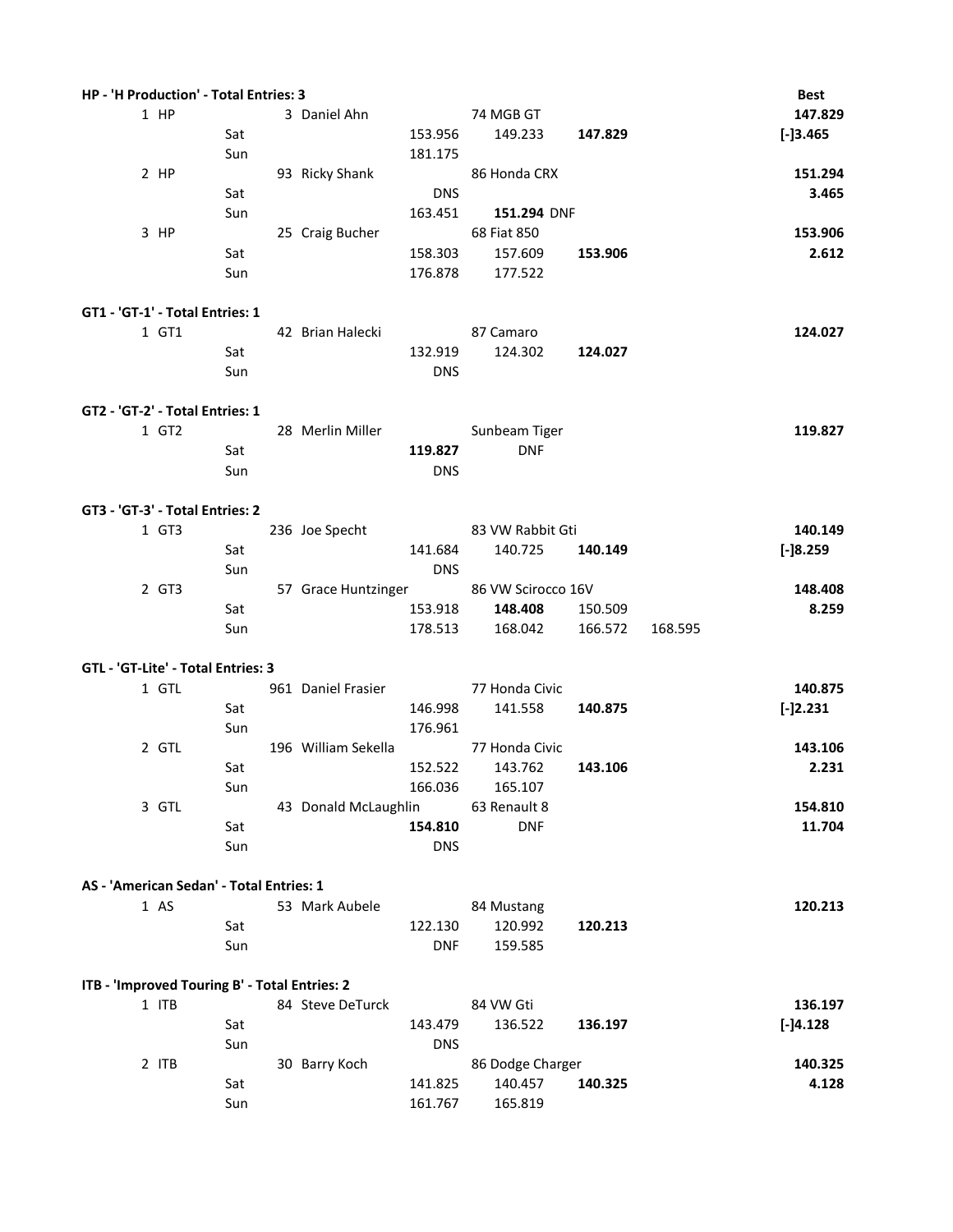| | | | | | | | | Best |
|---|---|---|---|---|---|---|---|---|
| **HP - 'H Production' - Total Entries: 3** | | | | | | | | |
| 1 HP | | 3 Daniel Ahn | | 74 MGB GT | | | | **147.829** |
| | Sat | | 153.956 | 149.233 | **147.829** | | | **[-]3.465** |
| | Sun | | 181.175 | | | | | |
| 2 HP | | 93 Ricky Shank | | 86 Honda CRX | | | | **151.294** |
| | Sat | | DNS | | | | | **3.465** |
| | Sun | | 163.451 | **151.294** DNF | | | | |
| 3 HP | | 25 Craig Bucher | | 68 Fiat 850 | | | | **153.906** |
| | Sat | | 158.303 | 157.609 | **153.906** | | | **2.612** |
| | Sun | | 176.878 | 177.522 | | | | |
| **GT1 - 'GT-1' - Total Entries: 1** | | | | | | | | |
| 1 GT1 | | 42 Brian Halecki | | 87 Camaro | | | | **124.027** |
| | Sat | | 132.919 | 124.302 | **124.027** | | | |
| | Sun | | DNS | | | | | |
| **GT2 - 'GT-2' - Total Entries: 1** | | | | | | | | |
| 1 GT2 | | 28 Merlin Miller | | Sunbeam Tiger | | | | **119.827** |
| | Sat | | **119.827** | DNF | | | | |
| | Sun | | DNS | | | | | |
| **GT3 - 'GT-3' - Total Entries: 2** | | | | | | | | |
| 1 GT3 | | 236 Joe Specht | | 83 VW Rabbit Gti | | | | **140.149** |
| | Sat | | 141.684 | 140.725 | **140.149** | | | **[-]8.259** |
| | Sun | | DNS | | | | | |
| 2 GT3 | | 57 Grace Huntzinger | | 86 VW Scirocco 16V | | | | **148.408** |
| | Sat | | 153.918 | **148.408** | 150.509 | | | **8.259** |
| | Sun | | 178.513 | 168.042 | 166.572 | 168.595 | | |
| **GTL - 'GT-Lite' - Total Entries: 3** | | | | | | | | |
| 1 GTL | | 961 Daniel Frasier | | 77 Honda Civic | | | | **140.875** |
| | Sat | | 146.998 | 141.558 | **140.875** | | | **[-]2.231** |
| | Sun | | 176.961 | | | | | |
| 2 GTL | | 196 William Sekella | | 77 Honda Civic | | | | **143.106** |
| | Sat | | 152.522 | 143.762 | **143.106** | | | **2.231** |
| | Sun | | 166.036 | 165.107 | | | | |
| 3 GTL | | 43 Donald McLaughlin | | 63 Renault 8 | | | | **154.810** |
| | Sat | | **154.810** | DNF | | | | **11.704** |
| | Sun | | DNS | | | | | |
| **AS - 'American Sedan' - Total Entries: 1** | | | | | | | | |
| 1 AS | | 53 Mark Aubele | | 84 Mustang | | | | **120.213** |
| | Sat | | 122.130 | 120.992 | **120.213** | | | |
| | Sun | | DNF | 159.585 | | | | |
| **ITB - 'Improved Touring B' - Total Entries: 2** | | | | | | | | |
| 1 ITB | | 84 Steve DeTurck | | 84 VW Gti | | | | **136.197** |
| | Sat | | 143.479 | 136.522 | **136.197** | | | **[-]4.128** |
| | Sun | | DNS | | | | | |
| 2 ITB | | 30 Barry Koch | | 86 Dodge Charger | | | | **140.325** |
| | Sat | | 141.825 | 140.457 | **140.325** | | | **4.128** |
| | Sun | | 161.767 | 165.819 | | | | |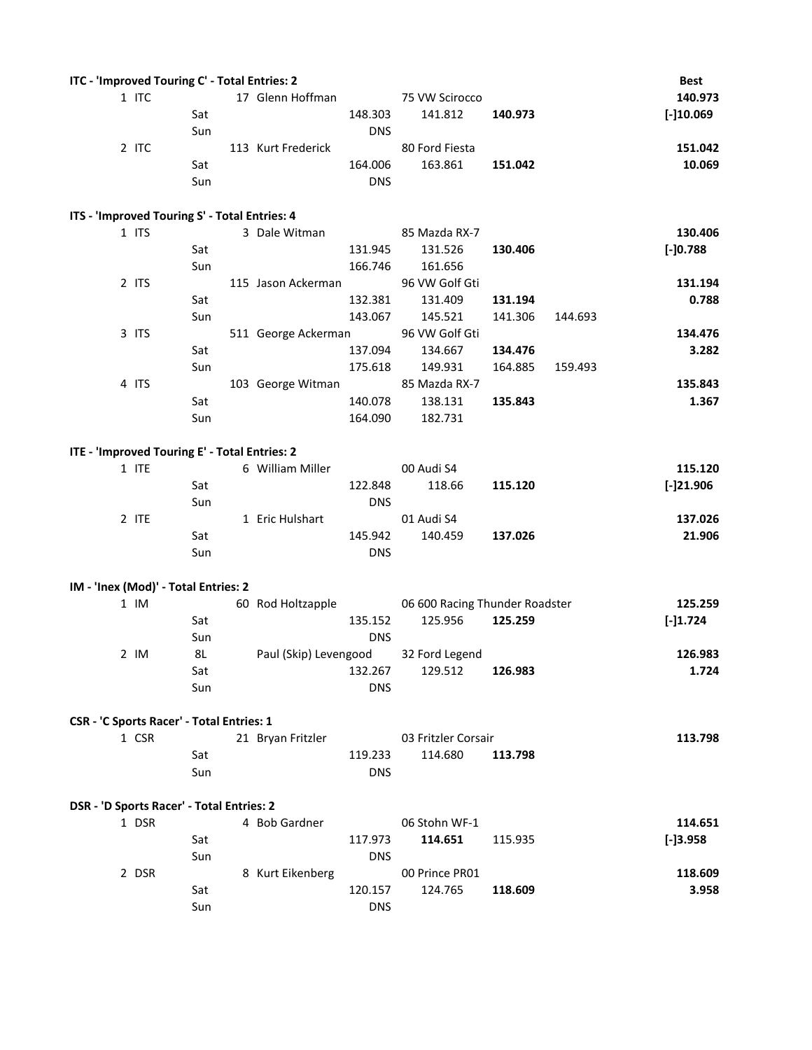**ITC - 'Improved Touring C' - Total Entries: 2**

| Pos | Class | No. | Driver | | Car | | | Best |
|---|---|---|---|---|---|---|---|---|
| 1 | ITC | 17 | Glenn Hoffman | | 75 VW Scirocco | | | 140.973 |
| | Sat | | | 148.303 | 141.812 | **140.973** | | [-]10.069 |
| | Sun | | | DNS | | | | |
| 2 | ITC | 113 | Kurt Frederick | | 80 Ford Fiesta | | | 151.042 |
| | Sat | | | 164.006 | 163.861 | **151.042** | | 10.069 |
| | Sun | | | DNS | | | | |

**ITS - 'Improved Touring S' - Total Entries: 4**

| Pos | Class | No. | Driver | | Car | | | Best |
|---|---|---|---|---|---|---|---|---|
| 1 | ITS | 3 | Dale Witman | | 85 Mazda RX-7 | | | 130.406 |
| | Sat | | | 131.945 | 131.526 | **130.406** | | [-]0.788 |
| | Sun | | | 166.746 | 161.656 | | | |
| 2 | ITS | 115 | Jason Ackerman | | 96 VW Golf Gti | | | 131.194 |
| | Sat | | | 132.381 | 131.409 | **131.194** | | 0.788 |
| | Sun | | | 143.067 | 145.521 | 141.306 | 144.693 | |
| 3 | ITS | 511 | George Ackerman | | 96 VW Golf Gti | | | 134.476 |
| | Sat | | | 137.094 | 134.667 | **134.476** | | 3.282 |
| | Sun | | | 175.618 | 149.931 | 164.885 | 159.493 | |
| 4 | ITS | 103 | George Witman | | 85 Mazda RX-7 | | | 135.843 |
| | Sat | | | 140.078 | 138.131 | **135.843** | | 1.367 |
| | Sun | | | 164.090 | 182.731 | | | |

**ITE - 'Improved Touring E' - Total Entries: 2**

| Pos | Class | No. | Driver | | Car | | | Best |
|---|---|---|---|---|---|---|---|---|
| 1 | ITE | 6 | William Miller | | 00 Audi S4 | | | 115.120 |
| | Sat | | | 122.848 | 118.66 | **115.120** | | [-]21.906 |
| | Sun | | | DNS | | | | |
| 2 | ITE | 1 | Eric Hulshart | | 01 Audi S4 | | | 137.026 |
| | Sat | | | 145.942 | 140.459 | **137.026** | | 21.906 |
| | Sun | | | DNS | | | | |

**IM - 'Inex (Mod)' - Total Entries: 2**

| Pos | Class | No. | Driver | | Car | | | Best |
|---|---|---|---|---|---|---|---|---|
| 1 | IM | 60 | Rod Holtzapple | | 06 600 Racing Thunder Roadster | | | 125.259 |
| | Sat | | | 135.152 | 125.956 | **125.259** | | [-]1.724 |
| | Sun | | | DNS | | | | |
| 2 | IM | 8L | Paul (Skip) Levengood | | 32 Ford Legend | | | 126.983 |
| | Sat | | | 132.267 | 129.512 | **126.983** | | 1.724 |
| | Sun | | | DNS | | | | |

**CSR - 'C Sports Racer' - Total Entries: 1**

| Pos | Class | No. | Driver | | Car | | | Best |
|---|---|---|---|---|---|---|---|---|
| 1 | CSR | 21 | Bryan Fritzler | | 03 Fritzler Corsair | | | 113.798 |
| | Sat | | | 119.233 | 114.680 | **113.798** | | |
| | Sun | | | DNS | | | | |

**DSR - 'D Sports Racer' - Total Entries: 2**

| Pos | Class | No. | Driver | | Car | | | Best |
|---|---|---|---|---|---|---|---|---|
| 1 | DSR | 4 | Bob Gardner | | 06 Stohn WF-1 | | | 114.651 |
| | Sat | | | 117.973 | **114.651** | 115.935 | | [-]3.958 |
| | Sun | | | DNS | | | | |
| 2 | DSR | 8 | Kurt Eikenberg | | 00 Prince PR01 | | | 118.609 |
| | Sat | | | 120.157 | 124.765 | **118.609** | | 3.958 |
| | Sun | | | DNS | | | | |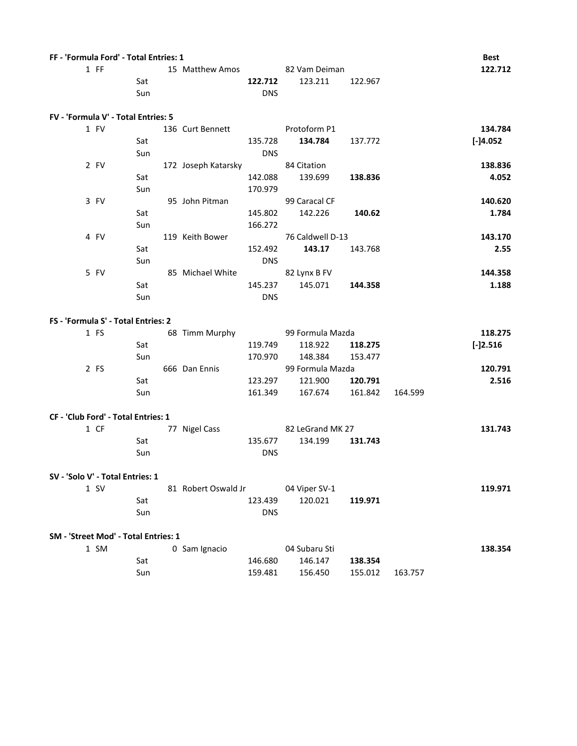| | | | | | | | | Best |
|---|---|---|---|---|---|---|---|---|
| **FF - 'Formula Ford' - Total Entries: 1** | | | | | | | | |
| 1 FF | | 15 Matthew Amos | | 82 Vam Deiman | | | | **122.712** |
| | Sat | | **122.712** | 123.211 | 122.967 | | | |
| | Sun | | DNS | | | | | |
| **FV - 'Formula V' - Total Entries: 5** | | | | | | | | |
| 1 FV | | 136 Curt Bennett | | Protoform P1 | | | | **134.784** |
| | Sat | | 135.728 | **134.784** | 137.772 | | | **[-]4.052** |
| | Sun | | DNS | | | | | |
| 2 FV | | 172 Joseph Katarsky | | 84 Citation | | | | **138.836** |
| | Sat | | 142.088 | 139.699 | **138.836** | | | **4.052** |
| | Sun | | 170.979 | | | | | |
| 3 FV | | 95 John Pitman | | 99 Caracal CF | | | | **140.620** |
| | Sat | | 145.802 | 142.226 | **140.62** | | | **1.784** |
| | Sun | | 166.272 | | | | | |
| 4 FV | | 119 Keith Bower | | 76 Caldwell D-13 | | | | **143.170** |
| | Sat | | 152.492 | **143.17** | 143.768 | | | **2.55** |
| | Sun | | DNS | | | | | |
| 5 FV | | 85 Michael White | | 82 Lynx B FV | | | | **144.358** |
| | Sat | | 145.237 | 145.071 | **144.358** | | | **1.188** |
| | Sun | | DNS | | | | | |
| **FS - 'Formula S' - Total Entries: 2** | | | | | | | | |
| 1 FS | | 68 Timm Murphy | | 99 Formula Mazda | | | | **118.275** |
| | Sat | | 119.749 | 118.922 | **118.275** | | | **[-]2.516** |
| | Sun | | 170.970 | 148.384 | 153.477 | | | |
| 2 FS | | 666 Dan Ennis | | 99 Formula Mazda | | | | **120.791** |
| | Sat | | 123.297 | 121.900 | **120.791** | | | **2.516** |
| | Sun | | 161.349 | 167.674 | 161.842 | 164.599 | | |
| **CF - 'Club Ford' - Total Entries: 1** | | | | | | | | |
| 1 CF | | 77 Nigel Cass | | 82 LeGrand MK 27 | | | | **131.743** |
| | Sat | | 135.677 | 134.199 | **131.743** | | | |
| | Sun | | DNS | | | | | |
| **SV - 'Solo V' - Total Entries: 1** | | | | | | | | |
| 1 SV | | 81 Robert Oswald Jr | | 04 Viper SV-1 | | | | **119.971** |
| | Sat | | 123.439 | 120.021 | **119.971** | | | |
| | Sun | | DNS | | | | | |
| **SM - 'Street Mod' - Total Entries: 1** | | | | | | | | |
| 1 SM | | 0 Sam Ignacio | | 04 Subaru Sti | | | | **138.354** |
| | Sat | | 146.680 | 146.147 | **138.354** | | | |
| | Sun | | 159.481 | 156.450 | 155.012 | 163.757 | | |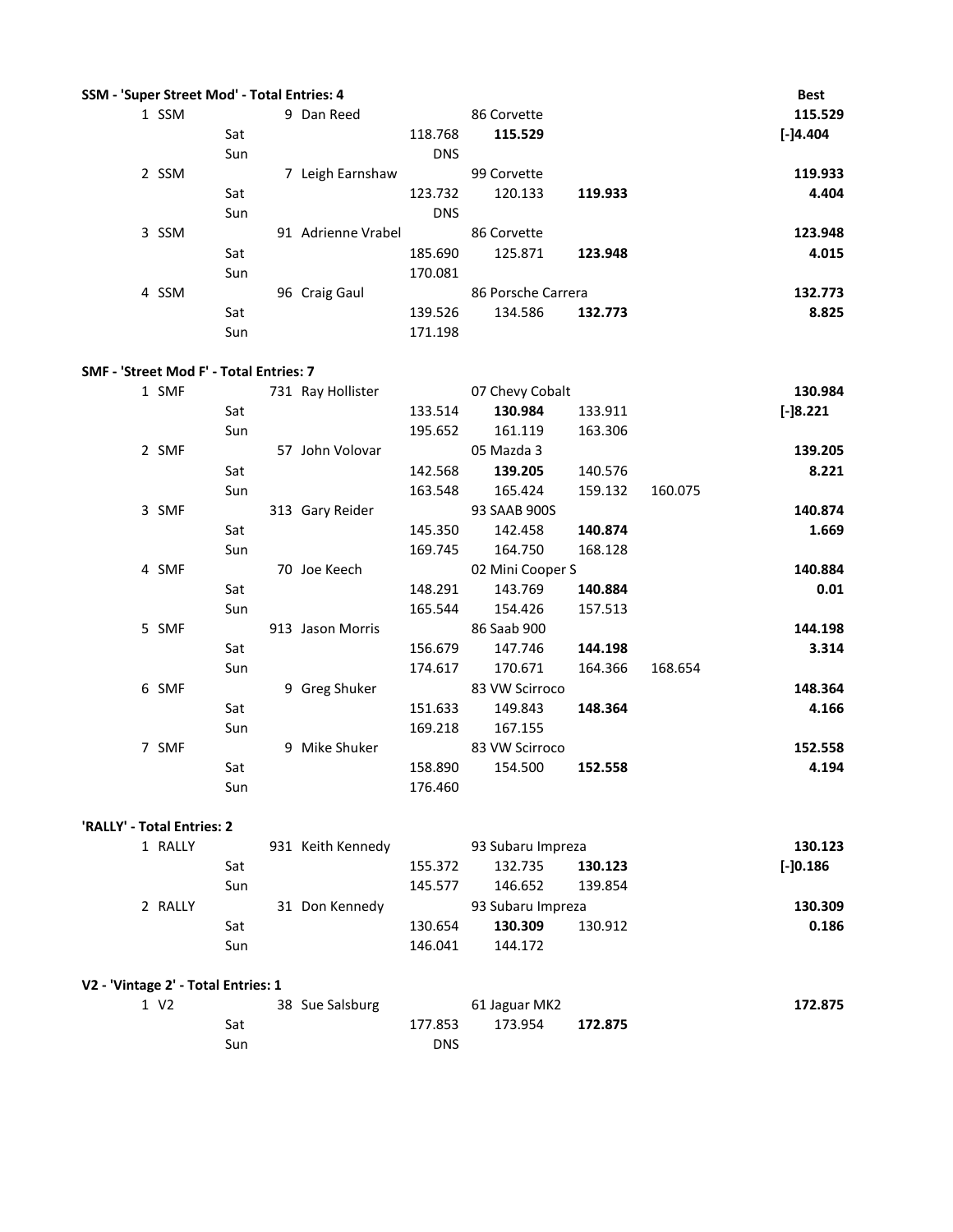**SSM - 'Super Street Mod' - Total Entries: 4**

| Pos | Class | Day | # | Driver | Run 1 | Run 2 | Run 3 | Run 4 | Car | Best |
|---|---|---|---|---|---|---|---|---|---|---|
| 1 | SSM | | 9 | Dan Reed | | | | | 86 Corvette | **115.529** |
| | | Sat | | | 118.768 | **115.529** | | | | [-]4.404 |
| | | Sun | | | DNS | | | | | |
| 2 | SSM | | 7 | Leigh Earnshaw | | | | | 99 Corvette | **119.933** |
| | | Sat | | | 123.732 | 120.133 | **119.933** | | | 4.404 |
| | | Sun | | | DNS | | | | | |
| 3 | SSM | | 91 | Adrienne Vrabel | | | | | 86 Corvette | **123.948** |
| | | Sat | | | 185.690 | 125.871 | **123.948** | | | 4.015 |
| | | Sun | | | 170.081 | | | | | |
| 4 | SSM | | 96 | Craig Gaul | | | | | 86 Porsche Carrera | **132.773** |
| | | Sat | | | 139.526 | 134.586 | **132.773** | | | 8.825 |
| | | Sun | | | 171.198 | | | | | |

**SMF - 'Street Mod F' - Total Entries: 7**

| Pos | Class | Day | # | Driver | Run 1 | Run 2 | Run 3 | Run 4 | Car | Best |
|---|---|---|---|---|---|---|---|---|---|---|
| 1 | SMF | | 731 | Ray Hollister | | | | | 07 Chevy Cobalt | **130.984** |
| | | Sat | | | 133.514 | **130.984** | 133.911 | | | [-]8.221 |
| | | Sun | | | 195.652 | 161.119 | 163.306 | | | |
| 2 | SMF | | 57 | John Volovar | | | | | 05 Mazda 3 | **139.205** |
| | | Sat | | | 142.568 | **139.205** | 140.576 | | | 8.221 |
| | | Sun | | | 163.548 | 165.424 | 159.132 | 160.075 | | |
| 3 | SMF | | 313 | Gary Reider | | | | | 93 SAAB 900S | **140.874** |
| | | Sat | | | 145.350 | 142.458 | **140.874** | | | 1.669 |
| | | Sun | | | 169.745 | 164.750 | 168.128 | | | |
| 4 | SMF | | 70 | Joe Keech | | | | | 02 Mini Cooper S | **140.884** |
| | | Sat | | | 148.291 | 143.769 | **140.884** | | | 0.01 |
| | | Sun | | | 165.544 | 154.426 | 157.513 | | | |
| 5 | SMF | | 913 | Jason Morris | | | | | 86 Saab 900 | **144.198** |
| | | Sat | | | 156.679 | 147.746 | **144.198** | | | 3.314 |
| | | Sun | | | 174.617 | 170.671 | 164.366 | 168.654 | | |
| 6 | SMF | | 9 | Greg Shuker | | | | | 83 VW Scirroco | **148.364** |
| | | Sat | | | 151.633 | 149.843 | **148.364** | | | 4.166 |
| | | Sun | | | 169.218 | 167.155 | | | | |
| 7 | SMF | | 9 | Mike Shuker | | | | | 83 VW Scirroco | **152.558** |
| | | Sat | | | 158.890 | 154.500 | **152.558** | | | 4.194 |
| | | Sun | | | 176.460 | | | | | |

**'RALLY' - Total Entries: 2**

| Pos | Class | Day | # | Driver | Run 1 | Run 2 | Run 3 | Run 4 | Car | Best |
|---|---|---|---|---|---|---|---|---|---|---|
| 1 | RALLY | | 931 | Keith Kennedy | | | | | 93 Subaru Impreza | **130.123** |
| | | Sat | | | 155.372 | 132.735 | **130.123** | | | [-]0.186 |
| | | Sun | | | 145.577 | 146.652 | 139.854 | | | |
| 2 | RALLY | | 31 | Don Kennedy | | | | | 93 Subaru Impreza | **130.309** |
| | | Sat | | | 130.654 | **130.309** | 130.912 | | | 0.186 |
| | | Sun | | | 146.041 | 144.172 | | | | |

**V2 - 'Vintage 2' - Total Entries: 1**

| Pos | Class | Day | # | Driver | Run 1 | Run 2 | Run 3 | Run 4 | Car | Best |
|---|---|---|---|---|---|---|---|---|---|---|
| 1 | V2 | | 38 | Sue Salsburg | | | | | 61 Jaguar MK2 | **172.875** |
| | | Sat | | | 177.853 | 173.954 | **172.875** | | | |
| | | Sun | | | DNS | | | | | |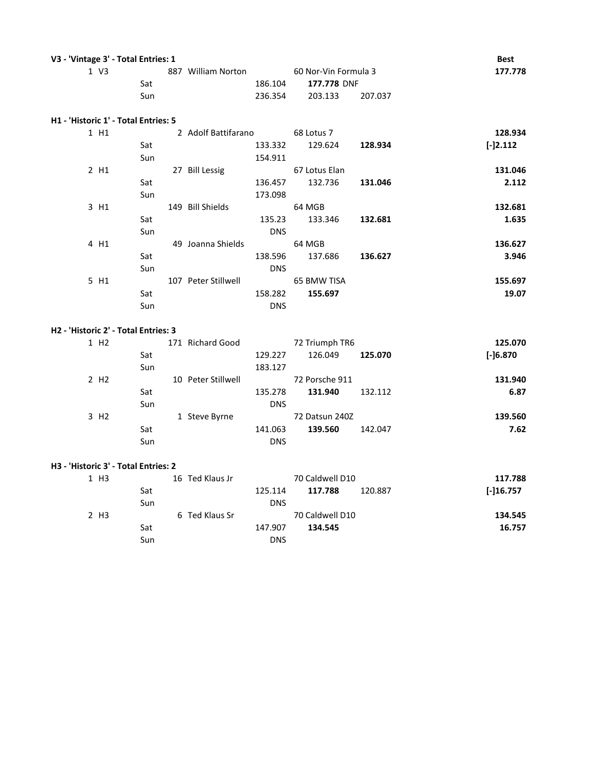**V3 - 'Vintage 3' - Total Entries: 1**

| Pos | Class | Day | No. | Driver | Time 1 | Time 2 | Time 3 | Best |
|---|---|---|---|---|---|---|---|---|
| 1 | V3 | | 887 | William Norton | | 60 Nor-Vin Formula 3 | | **177.778** |
| | | Sat | | | 186.104 | **177.778** DNF | | |
| | | Sun | | | 236.354 | 203.133 | 207.037 | |

**H1 - 'Historic 1' - Total Entries: 5**

| Pos | Class | Day | No. | Driver | Time 1 | Time 2 | Time 3 | Best |
|---|---|---|---|---|---|---|---|---|
| 1 | H1 | | 2 | Adolf Battifarano | | 68 Lotus 7 | | **128.934** |
| | | Sat | | | 133.332 | 129.624 | **128.934** | **[-]2.112** |
| | | Sun | | | 154.911 | | | |
| 2 | H1 | | 27 | Bill Lessig | | 67 Lotus Elan | | **131.046** |
| | | Sat | | | 136.457 | 132.736 | **131.046** | **2.112** |
| | | Sun | | | 173.098 | | | |
| 3 | H1 | | 149 | Bill Shields | | 64 MGB | | **132.681** |
| | | Sat | | | 135.23 | 133.346 | **132.681** | **1.635** |
| | | Sun | | | DNS | | | |
| 4 | H1 | | 49 | Joanna Shields | | 64 MGB | | **136.627** |
| | | Sat | | | 138.596 | 137.686 | **136.627** | **3.946** |
| | | Sun | | | DNS | | | |
| 5 | H1 | | 107 | Peter Stillwell | | 65 BMW TISA | | **155.697** |
| | | Sat | | | 158.282 | **155.697** | | **19.07** |
| | | Sun | | | DNS | | | |

**H2 - 'Historic 2' - Total Entries: 3**

| Pos | Class | Day | No. | Driver | Time 1 | Time 2 | Time 3 | Best |
|---|---|---|---|---|---|---|---|---|
| 1 | H2 | | 171 | Richard Good | | 72 Triumph TR6 | | **125.070** |
| | | Sat | | | 129.227 | 126.049 | **125.070** | **[-]6.870** |
| | | Sun | | | 183.127 | | | |
| 2 | H2 | | 10 | Peter Stillwell | | 72 Porsche 911 | | **131.940** |
| | | Sat | | | 135.278 | **131.940** | 132.112 | **6.87** |
| | | Sun | | | DNS | | | |
| 3 | H2 | | 1 | Steve Byrne | | 72 Datsun 240Z | | **139.560** |
| | | Sat | | | 141.063 | **139.560** | 142.047 | **7.62** |
| | | Sun | | | DNS | | | |

**H3 - 'Historic 3' - Total Entries: 2**

| Pos | Class | Day | No. | Driver | Time 1 | Time 2 | Time 3 | Best |
|---|---|---|---|---|---|---|---|---|
| 1 | H3 | | 16 | Ted Klaus Jr | | 70 Caldwell D10 | | **117.788** |
| | | Sat | | | 125.114 | **117.788** | 120.887 | **[-]16.757** |
| | | Sun | | | DNS | | | |
| 2 | H3 | | 6 | Ted Klaus Sr | | 70 Caldwell D10 | | **134.545** |
| | | Sat | | | 147.907 | **134.545** | | **16.757** |
| | | Sun | | | DNS | | | |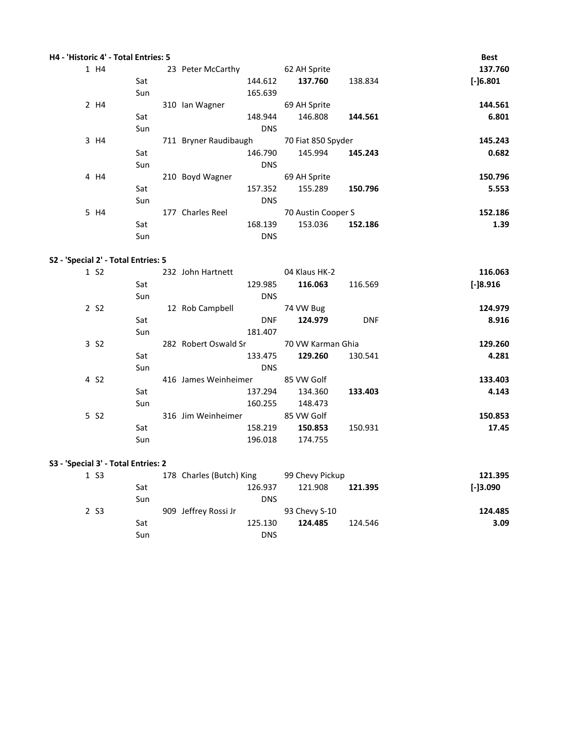**H4 - 'Historic 4' - Total Entries: 5**

| Pos | Class | Day | No. | Driver | Run 1 | Run 2 | Run 3 | Best |
|---|---|---|---|---|---|---|---|---|
| 1 | H4 | | 23 | Peter McCarthy | 62 AH Sprite | | | 137.760 |
| | | Sat | | | 144.612 | **137.760** | 138.834 | [-]6.801 |
| | | Sun | | | 165.639 | | | |
| 2 | H4 | | 310 | Ian Wagner | 69 AH Sprite | | | 144.561 |
| | | Sat | | | 148.944 | 146.808 | **144.561** | 6.801 |
| | | Sun | | | DNS | | | |
| 3 | H4 | | 711 | Bryner Raudibaugh | 70 Fiat 850 Spyder | | | 145.243 |
| | | Sat | | | 146.790 | 145.994 | **145.243** | 0.682 |
| | | Sun | | | DNS | | | |
| 4 | H4 | | 210 | Boyd Wagner | 69 AH Sprite | | | 150.796 |
| | | Sat | | | 157.352 | 155.289 | **150.796** | 5.553 |
| | | Sun | | | DNS | | | |
| 5 | H4 | | 177 | Charles Reel | 70 Austin Cooper S | | | 152.186 |
| | | Sat | | | 168.139 | 153.036 | **152.186** | 1.39 |
| | | Sun | | | DNS | | | |

**S2 - 'Special 2' - Total Entries: 5**

| Pos | Class | Day | No. | Driver | Run 1 | Run 2 | Run 3 | Best |
|---|---|---|---|---|---|---|---|---|
| 1 | S2 | | 232 | John Hartnett | 04 Klaus HK-2 | | | 116.063 |
| | | Sat | | | 129.985 | **116.063** | 116.569 | [-]8.916 |
| | | Sun | | | DNS | | | |
| 2 | S2 | | 12 | Rob Campbell | 74 VW Bug | | | 124.979 |
| | | Sat | | | DNF | **124.979** | DNF | 8.916 |
| | | Sun | | | 181.407 | | | |
| 3 | S2 | | 282 | Robert Oswald Sr | 70 VW Karman Ghia | | | 129.260 |
| | | Sat | | | 133.475 | **129.260** | 130.541 | 4.281 |
| | | Sun | | | DNS | | | |
| 4 | S2 | | 416 | James Weinheimer | 85 VW Golf | | | 133.403 |
| | | Sat | | | 137.294 | 134.360 | **133.403** | 4.143 |
| | | Sun | | | 160.255 | 148.473 | | |
| 5 | S2 | | 316 | Jim Weinheimer | 85 VW Golf | | | 150.853 |
| | | Sat | | | 158.219 | **150.853** | 150.931 | 17.45 |
| | | Sun | | | 196.018 | 174.755 | | |

**S3 - 'Special 3' - Total Entries: 2**

| Pos | Class | Day | No. | Driver | Run 1 | Run 2 | Run 3 | Best |
|---|---|---|---|---|---|---|---|---|
| 1 | S3 | | 178 | Charles (Butch) King | 99 Chevy Pickup | | | 121.395 |
| | | Sat | | | 126.937 | 121.908 | **121.395** | [-]3.090 |
| | | Sun | | | DNS | | | |
| 2 | S3 | | 909 | Jeffrey Rossi Jr | 93 Chevy S-10 | | | 124.485 |
| | | Sat | | | 125.130 | **124.485** | 124.546 | 3.09 |
| | | Sun | | | DNS | | | |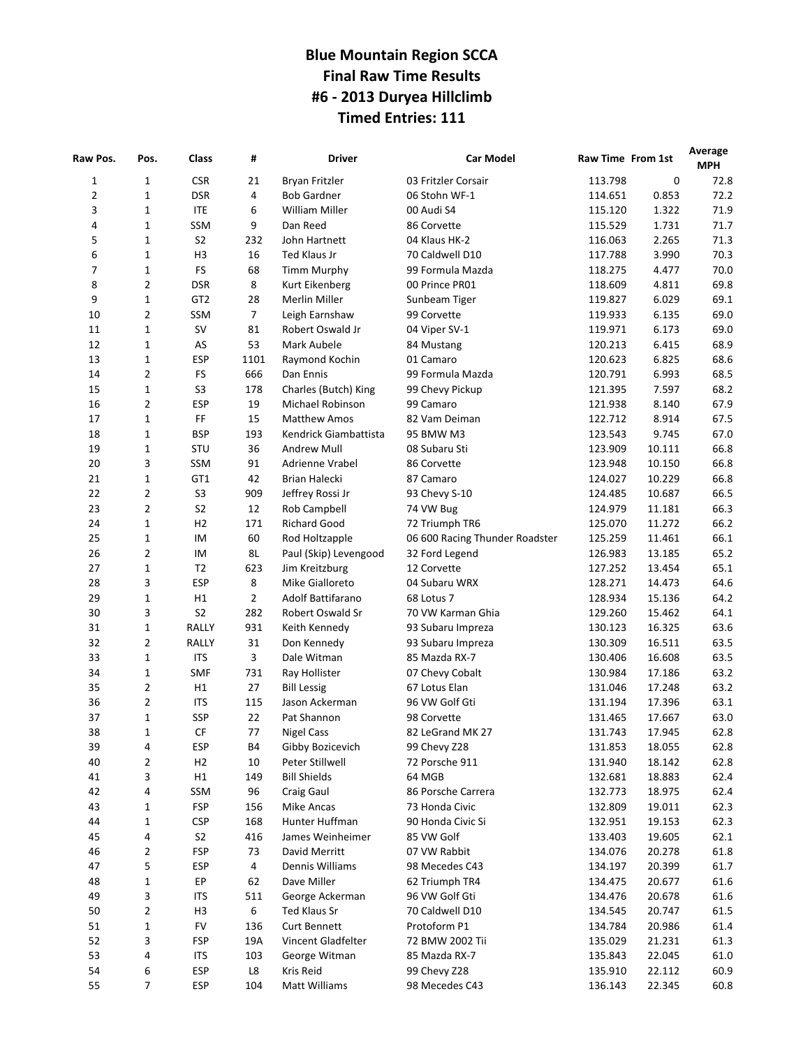# Blue Mountain Region SCCA
## Final Raw Time Results
## #6 - 2013 Duryea Hillclimb
## Timed Entries: 111

| Raw Pos. | Pos. | Class | # | Driver | Car Model | Raw Time | From 1st | Average MPH |
|---|---|---|---|---|---|---|---|---|
| 1 | 1 | CSR | 21 | Bryan Fritzler | 03 Fritzler Corsair | 113.798 | 0 | 72.8 |
| 2 | 1 | DSR | 4 | Bob Gardner | 06 Stohn WF-1 | 114.651 | 0.853 | 72.2 |
| 3 | 1 | ITE | 6 | William Miller | 00 Audi S4 | 115.120 | 1.322 | 71.9 |
| 4 | 1 | SSM | 9 | Dan Reed | 86 Corvette | 115.529 | 1.731 | 71.7 |
| 5 | 1 | S2 | 232 | John Hartnett | 04 Klaus HK-2 | 116.063 | 2.265 | 71.3 |
| 6 | 1 | H3 | 16 | Ted Klaus Jr | 70 Caldwell D10 | 117.788 | 3.990 | 70.3 |
| 7 | 1 | FS | 68 | Timm Murphy | 99 Formula Mazda | 118.275 | 4.477 | 70.0 |
| 8 | 2 | DSR | 8 | Kurt Eikenberg | 00 Prince PR01 | 118.609 | 4.811 | 69.8 |
| 9 | 1 | GT2 | 28 | Merlin Miller | Sunbeam Tiger | 119.827 | 6.029 | 69.1 |
| 10 | 2 | SSM | 7 | Leigh Earnshaw | 99 Corvette | 119.933 | 6.135 | 69.0 |
| 11 | 1 | SV | 81 | Robert Oswald Jr | 04 Viper SV-1 | 119.971 | 6.173 | 69.0 |
| 12 | 1 | AS | 53 | Mark Aubele | 84 Mustang | 120.213 | 6.415 | 68.9 |
| 13 | 1 | ESP | 1101 | Raymond Kochin | 01 Camaro | 120.623 | 6.825 | 68.6 |
| 14 | 2 | FS | 666 | Dan Ennis | 99 Formula Mazda | 120.791 | 6.993 | 68.5 |
| 15 | 1 | S3 | 178 | Charles (Butch) King | 99 Chevy Pickup | 121.395 | 7.597 | 68.2 |
| 16 | 2 | ESP | 19 | Michael Robinson | 99 Camaro | 121.938 | 8.140 | 67.9 |
| 17 | 1 | FF | 15 | Matthew Amos | 82 Vam Deiman | 122.712 | 8.914 | 67.5 |
| 18 | 1 | BSP | 193 | Kendrick Giambattista | 95 BMW M3 | 123.543 | 9.745 | 67.0 |
| 19 | 1 | STU | 36 | Andrew Mull | 08 Subaru Sti | 123.909 | 10.111 | 66.8 |
| 20 | 3 | SSM | 91 | Adrienne Vrabel | 86 Corvette | 123.948 | 10.150 | 66.8 |
| 21 | 1 | GT1 | 42 | Brian Halecki | 87 Camaro | 124.027 | 10.229 | 66.8 |
| 22 | 2 | S3 | 909 | Jeffrey Rossi Jr | 93 Chevy S-10 | 124.485 | 10.687 | 66.5 |
| 23 | 2 | S2 | 12 | Rob Campbell | 74 VW Bug | 124.979 | 11.181 | 66.3 |
| 24 | 1 | H2 | 171 | Richard Good | 72 Triumph TR6 | 125.070 | 11.272 | 66.2 |
| 25 | 1 | IM | 60 | Rod Holtzapple | 06 600 Racing Thunder Roadster | 125.259 | 11.461 | 66.1 |
| 26 | 2 | IM | 8L | Paul (Skip) Levengood | 32 Ford Legend | 126.983 | 13.185 | 65.2 |
| 27 | 1 | T2 | 623 | Jim Kreitzburg | 12 Corvette | 127.252 | 13.454 | 65.1 |
| 28 | 3 | ESP | 8 | Mike Gialloreto | 04 Subaru WRX | 128.271 | 14.473 | 64.6 |
| 29 | 1 | H1 | 2 | Adolf Battifarano | 68 Lotus 7 | 128.934 | 15.136 | 64.2 |
| 30 | 3 | S2 | 282 | Robert Oswald Sr | 70 VW Karman Ghia | 129.260 | 15.462 | 64.1 |
| 31 | 1 | RALLY | 931 | Keith Kennedy | 93 Subaru Impreza | 130.123 | 16.325 | 63.6 |
| 32 | 2 | RALLY | 31 | Don Kennedy | 93 Subaru Impreza | 130.309 | 16.511 | 63.5 |
| 33 | 1 | ITS | 3 | Dale Witman | 85 Mazda RX-7 | 130.406 | 16.608 | 63.5 |
| 34 | 1 | SMF | 731 | Ray Hollister | 07 Chevy Cobalt | 130.984 | 17.186 | 63.2 |
| 35 | 2 | H1 | 27 | Bill Lessig | 67 Lotus Elan | 131.046 | 17.248 | 63.2 |
| 36 | 2 | ITS | 115 | Jason Ackerman | 96 VW Golf Gti | 131.194 | 17.396 | 63.1 |
| 37 | 1 | SSP | 22 | Pat Shannon | 98 Corvette | 131.465 | 17.667 | 63.0 |
| 38 | 1 | CF | 77 | Nigel Cass | 82 LeGrand MK 27 | 131.743 | 17.945 | 62.8 |
| 39 | 4 | ESP | B4 | Gibby Bozicevich | 99 Chevy Z28 | 131.853 | 18.055 | 62.8 |
| 40 | 2 | H2 | 10 | Peter Stillwell | 72 Porsche 911 | 131.940 | 18.142 | 62.8 |
| 41 | 3 | H1 | 149 | Bill Shields | 64 MGB | 132.681 | 18.883 | 62.4 |
| 42 | 4 | SSM | 96 | Craig Gaul | 86 Porsche Carrera | 132.773 | 18.975 | 62.4 |
| 43 | 1 | FSP | 156 | Mike Ancas | 73 Honda Civic | 132.809 | 19.011 | 62.3 |
| 44 | 1 | CSP | 168 | Hunter Huffman | 90 Honda Civic Si | 132.951 | 19.153 | 62.3 |
| 45 | 4 | S2 | 416 | James Weinheimer | 85 VW Golf | 133.403 | 19.605 | 62.1 |
| 46 | 2 | FSP | 73 | David Merritt | 07 VW Rabbit | 134.076 | 20.278 | 61.8 |
| 47 | 5 | ESP | 4 | Dennis Williams | 98 Mecedes C43 | 134.197 | 20.399 | 61.7 |
| 48 | 1 | EP | 62 | Dave Miller | 62 Triumph TR4 | 134.475 | 20.677 | 61.6 |
| 49 | 3 | ITS | 511 | George Ackerman | 96 VW Golf Gti | 134.476 | 20.678 | 61.6 |
| 50 | 2 | H3 | 6 | Ted Klaus Sr | 70 Caldwell D10 | 134.545 | 20.747 | 61.5 |
| 51 | 1 | FV | 136 | Curt Bennett | Protoform P1 | 134.784 | 20.986 | 61.4 |
| 52 | 3 | FSP | 19A | Vincent Gladfelter | 72 BMW 2002 Tii | 135.029 | 21.231 | 61.3 |
| 53 | 4 | ITS | 103 | George Witman | 85 Mazda RX-7 | 135.843 | 22.045 | 61.0 |
| 54 | 6 | ESP | L8 | Kris Reid | 99 Chevy Z28 | 135.910 | 22.112 | 60.9 |
| 55 | 7 | ESP | 104 | Matt Williams | 98 Mecedes C43 | 136.143 | 22.345 | 60.8 |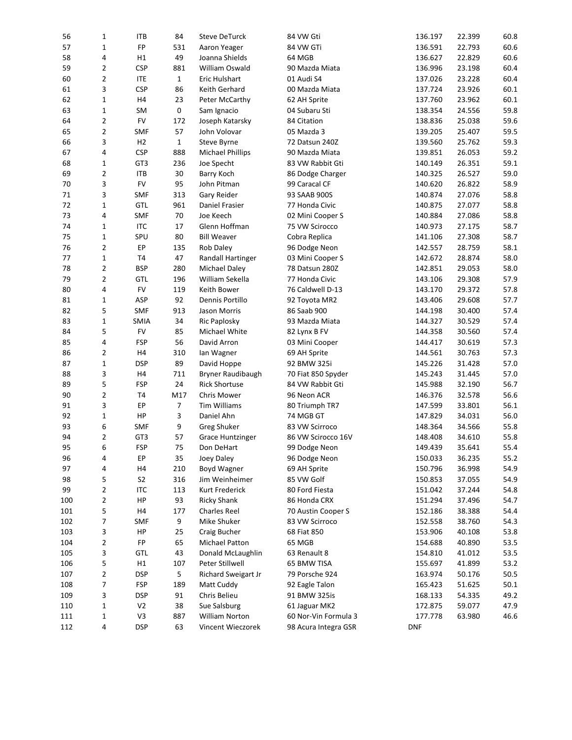| | | | | | | | | |
|---|---|---|---|---|---|---|---|---|
| 56 | 1 | ITB | 84 | Steve DeTurck | 84 VW Gti | 136.197 | 22.399 | 60.8 |
| 57 | 1 | FP | 531 | Aaron Yeager | 84 VW GTi | 136.591 | 22.793 | 60.6 |
| 58 | 4 | H1 | 49 | Joanna Shields | 64 MGB | 136.627 | 22.829 | 60.6 |
| 59 | 2 | CSP | 881 | William Oswald | 90 Mazda Miata | 136.996 | 23.198 | 60.4 |
| 60 | 2 | ITE | 1 | Eric Hulshart | 01 Audi S4 | 137.026 | 23.228 | 60.4 |
| 61 | 3 | CSP | 86 | Keith Gerhard | 00 Mazda Miata | 137.724 | 23.926 | 60.1 |
| 62 | 1 | H4 | 23 | Peter McCarthy | 62 AH Sprite | 137.760 | 23.962 | 60.1 |
| 63 | 1 | SM | 0 | Sam Ignacio | 04 Subaru Sti | 138.354 | 24.556 | 59.8 |
| 64 | 2 | FV | 172 | Joseph Katarsky | 84 Citation | 138.836 | 25.038 | 59.6 |
| 65 | 2 | SMF | 57 | John Volovar | 05 Mazda 3 | 139.205 | 25.407 | 59.5 |
| 66 | 3 | H2 | 1 | Steve Byrne | 72 Datsun 240Z | 139.560 | 25.762 | 59.3 |
| 67 | 4 | CSP | 888 | Michael Phillips | 90 Mazda Miata | 139.851 | 26.053 | 59.2 |
| 68 | 1 | GT3 | 236 | Joe Specht | 83 VW Rabbit Gti | 140.149 | 26.351 | 59.1 |
| 69 | 2 | ITB | 30 | Barry Koch | 86 Dodge Charger | 140.325 | 26.527 | 59.0 |
| 70 | 3 | FV | 95 | John Pitman | 99 Caracal CF | 140.620 | 26.822 | 58.9 |
| 71 | 3 | SMF | 313 | Gary Reider | 93 SAAB 900S | 140.874 | 27.076 | 58.8 |
| 72 | 1 | GTL | 961 | Daniel Frasier | 77 Honda Civic | 140.875 | 27.077 | 58.8 |
| 73 | 4 | SMF | 70 | Joe Keech | 02 Mini Cooper S | 140.884 | 27.086 | 58.8 |
| 74 | 1 | ITC | 17 | Glenn Hoffman | 75 VW Scirocco | 140.973 | 27.175 | 58.7 |
| 75 | 1 | SPU | 80 | Bill Weaver | Cobra Replica | 141.106 | 27.308 | 58.7 |
| 76 | 2 | EP | 135 | Rob Daley | 96 Dodge Neon | 142.557 | 28.759 | 58.1 |
| 77 | 1 | T4 | 47 | Randall Hartinger | 03 Mini Cooper S | 142.672 | 28.874 | 58.0 |
| 78 | 2 | BSP | 280 | Michael Daley | 78 Datsun 280Z | 142.851 | 29.053 | 58.0 |
| 79 | 2 | GTL | 196 | William Sekella | 77 Honda Civic | 143.106 | 29.308 | 57.9 |
| 80 | 4 | FV | 119 | Keith Bower | 76 Caldwell D-13 | 143.170 | 29.372 | 57.8 |
| 81 | 1 | ASP | 92 | Dennis Portillo | 92 Toyota MR2 | 143.406 | 29.608 | 57.7 |
| 82 | 5 | SMF | 913 | Jason Morris | 86 Saab 900 | 144.198 | 30.400 | 57.4 |
| 83 | 1 | SMIA | 34 | Ric Paplosky | 93 Mazda Miata | 144.327 | 30.529 | 57.4 |
| 84 | 5 | FV | 85 | Michael White | 82 Lynx B FV | 144.358 | 30.560 | 57.4 |
| 85 | 4 | FSP | 56 | David Arron | 03 Mini Cooper | 144.417 | 30.619 | 57.3 |
| 86 | 2 | H4 | 310 | Ian Wagner | 69 AH Sprite | 144.561 | 30.763 | 57.3 |
| 87 | 1 | DSP | 89 | David Hoppe | 92 BMW 325i | 145.226 | 31.428 | 57.0 |
| 88 | 3 | H4 | 711 | Bryner Raudibaugh | 70 Fiat 850 Spyder | 145.243 | 31.445 | 57.0 |
| 89 | 5 | FSP | 24 | Rick Shortuse | 84 VW Rabbit Gti | 145.988 | 32.190 | 56.7 |
| 90 | 2 | T4 | M17 | Chris Mower | 96 Neon ACR | 146.376 | 32.578 | 56.6 |
| 91 | 3 | EP | 7 | Tim Williams | 80 Triumph TR7 | 147.599 | 33.801 | 56.1 |
| 92 | 1 | HP | 3 | Daniel Ahn | 74 MGB GT | 147.829 | 34.031 | 56.0 |
| 93 | 6 | SMF | 9 | Greg Shuker | 83 VW Scirroco | 148.364 | 34.566 | 55.8 |
| 94 | 2 | GT3 | 57 | Grace Huntzinger | 86 VW Scirocco 16V | 148.408 | 34.610 | 55.8 |
| 95 | 6 | FSP | 75 | Don DeHart | 99 Dodge Neon | 149.439 | 35.641 | 55.4 |
| 96 | 4 | EP | 35 | Joey Daley | 96 Dodge Neon | 150.033 | 36.235 | 55.2 |
| 97 | 4 | H4 | 210 | Boyd Wagner | 69 AH Sprite | 150.796 | 36.998 | 54.9 |
| 98 | 5 | S2 | 316 | Jim Weinheimer | 85 VW Golf | 150.853 | 37.055 | 54.9 |
| 99 | 2 | ITC | 113 | Kurt Frederick | 80 Ford Fiesta | 151.042 | 37.244 | 54.8 |
| 100 | 2 | HP | 93 | Ricky Shank | 86 Honda CRX | 151.294 | 37.496 | 54.7 |
| 101 | 5 | H4 | 177 | Charles Reel | 70 Austin Cooper S | 152.186 | 38.388 | 54.4 |
| 102 | 7 | SMF | 9 | Mike Shuker | 83 VW Scirroco | 152.558 | 38.760 | 54.3 |
| 103 | 3 | HP | 25 | Craig Bucher | 68 Fiat 850 | 153.906 | 40.108 | 53.8 |
| 104 | 2 | FP | 65 | Michael Patton | 65 MGB | 154.688 | 40.890 | 53.5 |
| 105 | 3 | GTL | 43 | Donald McLaughlin | 63 Renault 8 | 154.810 | 41.012 | 53.5 |
| 106 | 5 | H1 | 107 | Peter Stillwell | 65 BMW TISA | 155.697 | 41.899 | 53.2 |
| 107 | 2 | DSP | 5 | Richard Sweigart Jr | 79 Porsche 924 | 163.974 | 50.176 | 50.5 |
| 108 | 7 | FSP | 189 | Matt Cuddy | 92 Eagle Talon | 165.423 | 51.625 | 50.1 |
| 109 | 3 | DSP | 91 | Chris Belieu | 91 BMW 325is | 168.133 | 54.335 | 49.2 |
| 110 | 1 | V2 | 38 | Sue Salsburg | 61 Jaguar MK2 | 172.875 | 59.077 | 47.9 |
| 111 | 1 | V3 | 887 | William Norton | 60 Nor-Vin Formula 3 | 177.778 | 63.980 | 46.6 |
| 112 | 4 | DSP | 63 | Vincent Wieczorek | 98 Acura Integra GSR | DNF | | |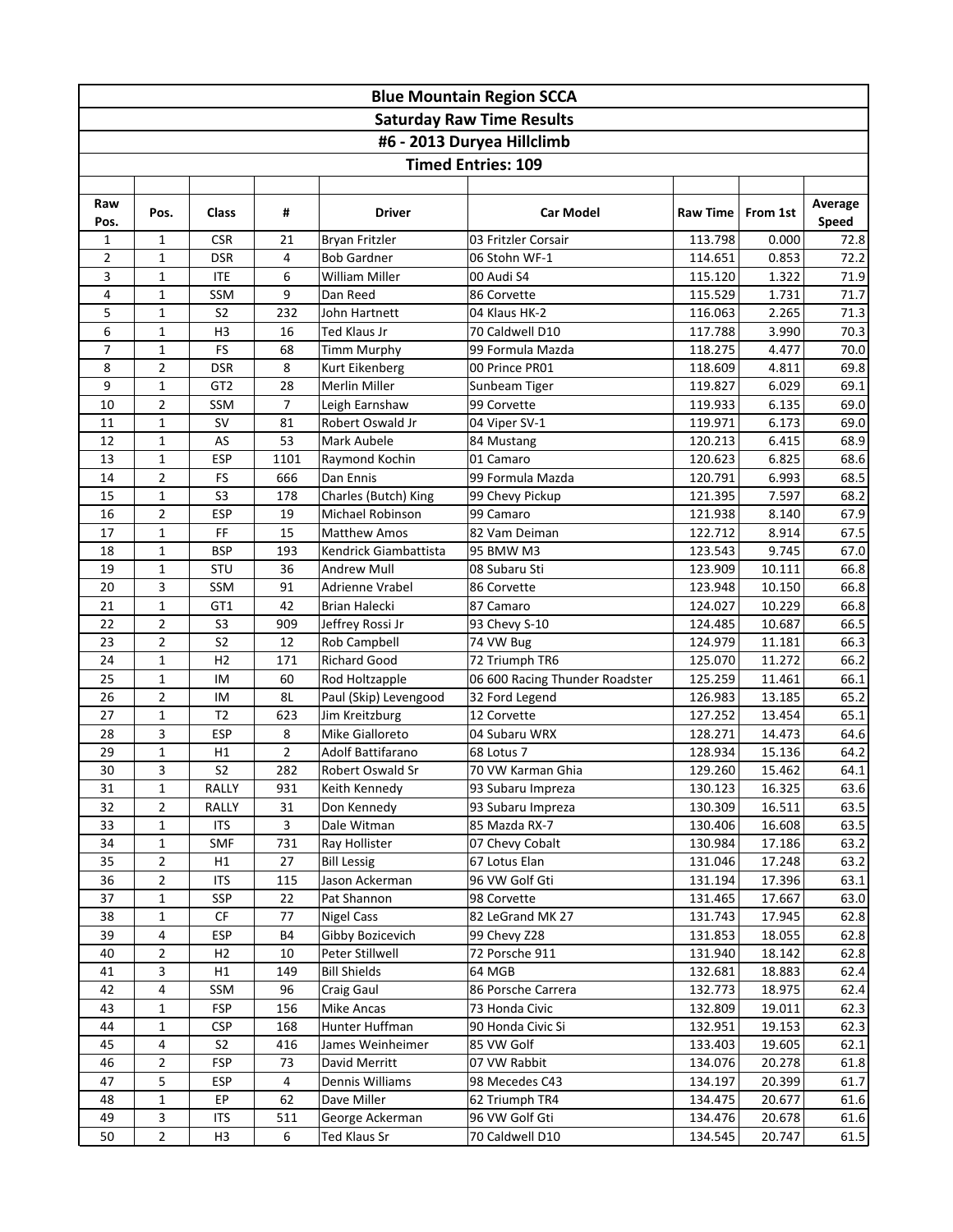# Blue Mountain Region SCCA

## Saturday Raw Time Results

## #6 - 2013 Duryea Hillclimb

### Timed Entries: 109

| Raw Pos. | Pos. | Class | # | Driver | Car Model | Raw Time | From 1st | Average Speed |
|---|---|---|---|---|---|---|---|---|
| 1 | 1 | CSR | 21 | Bryan Fritzler | 03 Fritzler Corsair | 113.798 | 0.000 | 72.8 |
| 2 | 1 | DSR | 4 | Bob Gardner | 06 Stohn WF-1 | 114.651 | 0.853 | 72.2 |
| 3 | 1 | ITE | 6 | William Miller | 00 Audi S4 | 115.120 | 1.322 | 71.9 |
| 4 | 1 | SSM | 9 | Dan Reed | 86 Corvette | 115.529 | 1.731 | 71.7 |
| 5 | 1 | S2 | 232 | John Hartnett | 04 Klaus HK-2 | 116.063 | 2.265 | 71.3 |
| 6 | 1 | H3 | 16 | Ted Klaus Jr | 70 Caldwell D10 | 117.788 | 3.990 | 70.3 |
| 7 | 1 | FS | 68 | Timm Murphy | 99 Formula Mazda | 118.275 | 4.477 | 70.0 |
| 8 | 2 | DSR | 8 | Kurt Eikenberg | 00 Prince PR01 | 118.609 | 4.811 | 69.8 |
| 9 | 1 | GT2 | 28 | Merlin Miller | Sunbeam Tiger | 119.827 | 6.029 | 69.1 |
| 10 | 2 | SSM | 7 | Leigh Earnshaw | 99 Corvette | 119.933 | 6.135 | 69.0 |
| 11 | 1 | SV | 81 | Robert Oswald Jr | 04 Viper SV-1 | 119.971 | 6.173 | 69.0 |
| 12 | 1 | AS | 53 | Mark Aubele | 84 Mustang | 120.213 | 6.415 | 68.9 |
| 13 | 1 | ESP | 1101 | Raymond Kochin | 01 Camaro | 120.623 | 6.825 | 68.6 |
| 14 | 2 | FS | 666 | Dan Ennis | 99 Formula Mazda | 120.791 | 6.993 | 68.5 |
| 15 | 1 | S3 | 178 | Charles (Butch) King | 99 Chevy Pickup | 121.395 | 7.597 | 68.2 |
| 16 | 2 | ESP | 19 | Michael Robinson | 99 Camaro | 121.938 | 8.140 | 67.9 |
| 17 | 1 | FF | 15 | Matthew Amos | 82 Vam Deiman | 122.712 | 8.914 | 67.5 |
| 18 | 1 | BSP | 193 | Kendrick Giambattista | 95 BMW M3 | 123.543 | 9.745 | 67.0 |
| 19 | 1 | STU | 36 | Andrew Mull | 08 Subaru Sti | 123.909 | 10.111 | 66.8 |
| 20 | 3 | SSM | 91 | Adrienne Vrabel | 86 Corvette | 123.948 | 10.150 | 66.8 |
| 21 | 1 | GT1 | 42 | Brian Halecki | 87 Camaro | 124.027 | 10.229 | 66.8 |
| 22 | 2 | S3 | 909 | Jeffrey Rossi Jr | 93 Chevy S-10 | 124.485 | 10.687 | 66.5 |
| 23 | 2 | S2 | 12 | Rob Campbell | 74 VW Bug | 124.979 | 11.181 | 66.3 |
| 24 | 1 | H2 | 171 | Richard Good | 72 Triumph TR6 | 125.070 | 11.272 | 66.2 |
| 25 | 1 | IM | 60 | Rod Holtzapple | 06 600 Racing Thunder Roadster | 125.259 | 11.461 | 66.1 |
| 26 | 2 | IM | 8L | Paul (Skip) Levengood | 32 Ford Legend | 126.983 | 13.185 | 65.2 |
| 27 | 1 | T2 | 623 | Jim Kreitzburg | 12 Corvette | 127.252 | 13.454 | 65.1 |
| 28 | 3 | ESP | 8 | Mike Gialloreto | 04 Subaru WRX | 128.271 | 14.473 | 64.6 |
| 29 | 1 | H1 | 2 | Adolf Battifarano | 68 Lotus 7 | 128.934 | 15.136 | 64.2 |
| 30 | 3 | S2 | 282 | Robert Oswald Sr | 70 VW Karman Ghia | 129.260 | 15.462 | 64.1 |
| 31 | 1 | RALLY | 931 | Keith Kennedy | 93 Subaru Impreza | 130.123 | 16.325 | 63.6 |
| 32 | 2 | RALLY | 31 | Don Kennedy | 93 Subaru Impreza | 130.309 | 16.511 | 63.5 |
| 33 | 1 | ITS | 3 | Dale Witman | 85 Mazda RX-7 | 130.406 | 16.608 | 63.5 |
| 34 | 1 | SMF | 731 | Ray Hollister | 07 Chevy Cobalt | 130.984 | 17.186 | 63.2 |
| 35 | 2 | H1 | 27 | Bill Lessig | 67 Lotus Elan | 131.046 | 17.248 | 63.2 |
| 36 | 2 | ITS | 115 | Jason Ackerman | 96 VW Golf Gti | 131.194 | 17.396 | 63.1 |
| 37 | 1 | SSP | 22 | Pat Shannon | 98 Corvette | 131.465 | 17.667 | 63.0 |
| 38 | 1 | CF | 77 | Nigel Cass | 82 LeGrand MK 27 | 131.743 | 17.945 | 62.8 |
| 39 | 4 | ESP | B4 | Gibby Bozicevich | 99 Chevy Z28 | 131.853 | 18.055 | 62.8 |
| 40 | 2 | H2 | 10 | Peter Stillwell | 72 Porsche 911 | 131.940 | 18.142 | 62.8 |
| 41 | 3 | H1 | 149 | Bill Shields | 64 MGB | 132.681 | 18.883 | 62.4 |
| 42 | 4 | SSM | 96 | Craig Gaul | 86 Porsche Carrera | 132.773 | 18.975 | 62.4 |
| 43 | 1 | FSP | 156 | Mike Ancas | 73 Honda Civic | 132.809 | 19.011 | 62.3 |
| 44 | 1 | CSP | 168 | Hunter Huffman | 90 Honda Civic Si | 132.951 | 19.153 | 62.3 |
| 45 | 4 | S2 | 416 | James Weinheimer | 85 VW Golf | 133.403 | 19.605 | 62.1 |
| 46 | 2 | FSP | 73 | David Merritt | 07 VW Rabbit | 134.076 | 20.278 | 61.8 |
| 47 | 5 | ESP | 4 | Dennis Williams | 98 Mecedes C43 | 134.197 | 20.399 | 61.7 |
| 48 | 1 | EP | 62 | Dave Miller | 62 Triumph TR4 | 134.475 | 20.677 | 61.6 |
| 49 | 3 | ITS | 511 | George Ackerman | 96 VW Golf Gti | 134.476 | 20.678 | 61.6 |
| 50 | 2 | H3 | 6 | Ted Klaus Sr | 70 Caldwell D10 | 134.545 | 20.747 | 61.5 |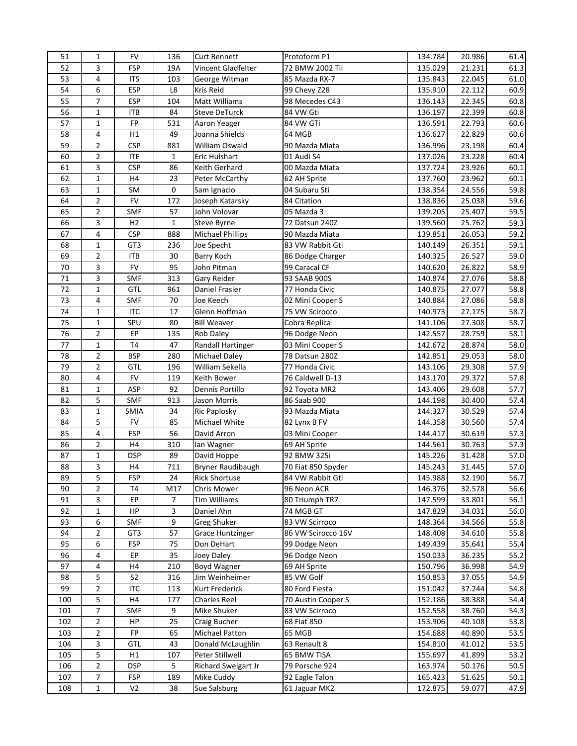| 51 | 1 | FV | 136 | Curt Bennett | Protoform P1 | 134.784 | 20.986 | 61.4 |
|---|---|---|---|---|---|---|---|---|
| 52 | 3 | FSP | 19A | Vincent Gladfelter | 72 BMW 2002 Tii | 135.029 | 21.231 | 61.3 |
| 53 | 4 | ITS | 103 | George Witman | 85 Mazda RX-7 | 135.843 | 22.045 | 61.0 |
| 54 | 6 | ESP | L8 | Kris Reid | 99 Chevy Z28 | 135.910 | 22.112 | 60.9 |
| 55 | 7 | ESP | 104 | Matt Williams | 98 Mecedes C43 | 136.143 | 22.345 | 60.8 |
| 56 | 1 | ITB | 84 | Steve DeTurck | 84 VW Gti | 136.197 | 22.399 | 60.8 |
| 57 | 1 | FP | 531 | Aaron Yeager | 84 VW GTi | 136.591 | 22.793 | 60.6 |
| 58 | 4 | H1 | 49 | Joanna Shields | 64 MGB | 136.627 | 22.829 | 60.6 |
| 59 | 2 | CSP | 881 | William Oswald | 90 Mazda Miata | 136.996 | 23.198 | 60.4 |
| 60 | 2 | ITE | 1 | Eric Hulshart | 01 Audi S4 | 137.026 | 23.228 | 60.4 |
| 61 | 3 | CSP | 86 | Keith Gerhard | 00 Mazda Miata | 137.724 | 23.926 | 60.1 |
| 62 | 1 | H4 | 23 | Peter McCarthy | 62 AH Sprite | 137.760 | 23.962 | 60.1 |
| 63 | 1 | SM | 0 | Sam Ignacio | 04 Subaru Sti | 138.354 | 24.556 | 59.8 |
| 64 | 2 | FV | 172 | Joseph Katarsky | 84 Citation | 138.836 | 25.038 | 59.6 |
| 65 | 2 | SMF | 57 | John Volovar | 05 Mazda 3 | 139.205 | 25.407 | 59.5 |
| 66 | 3 | H2 | 1 | Steve Byrne | 72 Datsun 240Z | 139.560 | 25.762 | 59.3 |
| 67 | 4 | CSP | 888 | Michael Phillips | 90 Mazda Miata | 139.851 | 26.053 | 59.2 |
| 68 | 1 | GT3 | 236 | Joe Specht | 83 VW Rabbit Gti | 140.149 | 26.351 | 59.1 |
| 69 | 2 | ITB | 30 | Barry Koch | 86 Dodge Charger | 140.325 | 26.527 | 59.0 |
| 70 | 3 | FV | 95 | John Pitman | 99 Caracal CF | 140.620 | 26.822 | 58.9 |
| 71 | 3 | SMF | 313 | Gary Reider | 93 SAAB 900S | 140.874 | 27.076 | 58.8 |
| 72 | 1 | GTL | 961 | Daniel Frasier | 77 Honda Civic | 140.875 | 27.077 | 58.8 |
| 73 | 4 | SMF | 70 | Joe Keech | 02 Mini Cooper S | 140.884 | 27.086 | 58.8 |
| 74 | 1 | ITC | 17 | Glenn Hoffman | 75 VW Scirocco | 140.973 | 27.175 | 58.7 |
| 75 | 1 | SPU | 80 | Bill Weaver | Cobra Replica | 141.106 | 27.308 | 58.7 |
| 76 | 2 | EP | 135 | Rob Daley | 96 Dodge Neon | 142.557 | 28.759 | 58.1 |
| 77 | 1 | T4 | 47 | Randall Hartinger | 03 Mini Cooper S | 142.672 | 28.874 | 58.0 |
| 78 | 2 | BSP | 280 | Michael Daley | 78 Datsun 280Z | 142.851 | 29.053 | 58.0 |
| 79 | 2 | GTL | 196 | William Sekella | 77 Honda Civic | 143.106 | 29.308 | 57.9 |
| 80 | 4 | FV | 119 | Keith Bower | 76 Caldwell D-13 | 143.170 | 29.372 | 57.8 |
| 81 | 1 | ASP | 92 | Dennis Portillo | 92 Toyota MR2 | 143.406 | 29.608 | 57.7 |
| 82 | 5 | SMF | 913 | Jason Morris | 86 Saab 900 | 144.198 | 30.400 | 57.4 |
| 83 | 1 | SMIA | 34 | Ric Paplosky | 93 Mazda Miata | 144.327 | 30.529 | 57.4 |
| 84 | 5 | FV | 85 | Michael White | 82 Lynx B FV | 144.358 | 30.560 | 57.4 |
| 85 | 4 | FSP | 56 | David Arron | 03 Mini Cooper | 144.417 | 30.619 | 57.3 |
| 86 | 2 | H4 | 310 | Ian Wagner | 69 AH Sprite | 144.561 | 30.763 | 57.3 |
| 87 | 1 | DSP | 89 | David Hoppe | 92 BMW 325i | 145.226 | 31.428 | 57.0 |
| 88 | 3 | H4 | 711 | Bryner Raudibaugh | 70 Fiat 850 Spyder | 145.243 | 31.445 | 57.0 |
| 89 | 5 | FSP | 24 | Rick Shortuse | 84 VW Rabbit Gti | 145.988 | 32.190 | 56.7 |
| 90 | 2 | T4 | M17 | Chris Mower | 96 Neon ACR | 146.376 | 32.578 | 56.6 |
| 91 | 3 | EP | 7 | Tim Williams | 80 Triumph TR7 | 147.599 | 33.801 | 56.1 |
| 92 | 1 | HP | 3 | Daniel Ahn | 74 MGB GT | 147.829 | 34.031 | 56.0 |
| 93 | 6 | SMF | 9 | Greg Shuker | 83 VW Scirroco | 148.364 | 34.566 | 55.8 |
| 94 | 2 | GT3 | 57 | Grace Huntzinger | 86 VW Scirocco 16V | 148.408 | 34.610 | 55.8 |
| 95 | 6 | FSP | 75 | Don DeHart | 99 Dodge Neon | 149.439 | 35.641 | 55.4 |
| 96 | 4 | EP | 35 | Joey Daley | 96 Dodge Neon | 150.033 | 36.235 | 55.2 |
| 97 | 4 | H4 | 210 | Boyd Wagner | 69 AH Sprite | 150.796 | 36.998 | 54.9 |
| 98 | 5 | S2 | 316 | Jim Weinheimer | 85 VW Golf | 150.853 | 37.055 | 54.9 |
| 99 | 2 | ITC | 113 | Kurt Frederick | 80 Ford Fiesta | 151.042 | 37.244 | 54.8 |
| 100 | 5 | H4 | 177 | Charles Reel | 70 Austin Cooper S | 152.186 | 38.388 | 54.4 |
| 101 | 7 | SMF | 9 | Mike Shuker | 83 VW Scirroco | 152.558 | 38.760 | 54.3 |
| 102 | 2 | HP | 25 | Craig Bucher | 68 Fiat 850 | 153.906 | 40.108 | 53.8 |
| 103 | 2 | FP | 65 | Michael Patton | 65 MGB | 154.688 | 40.890 | 53.5 |
| 104 | 3 | GTL | 43 | Donald McLaughlin | 63 Renault 8 | 154.810 | 41.012 | 53.5 |
| 105 | 5 | H1 | 107 | Peter Stillwell | 65 BMW TISA | 155.697 | 41.899 | 53.2 |
| 106 | 2 | DSP | 5 | Richard Sweigart Jr | 79 Porsche 924 | 163.974 | 50.176 | 50.5 |
| 107 | 7 | FSP | 189 | Mike Cuddy | 92 Eagle Talon | 165.423 | 51.625 | 50.1 |
| 108 | 1 | V2 | 38 | Sue Salsburg | 61 Jaguar MK2 | 172.875 | 59.077 | 47.9 |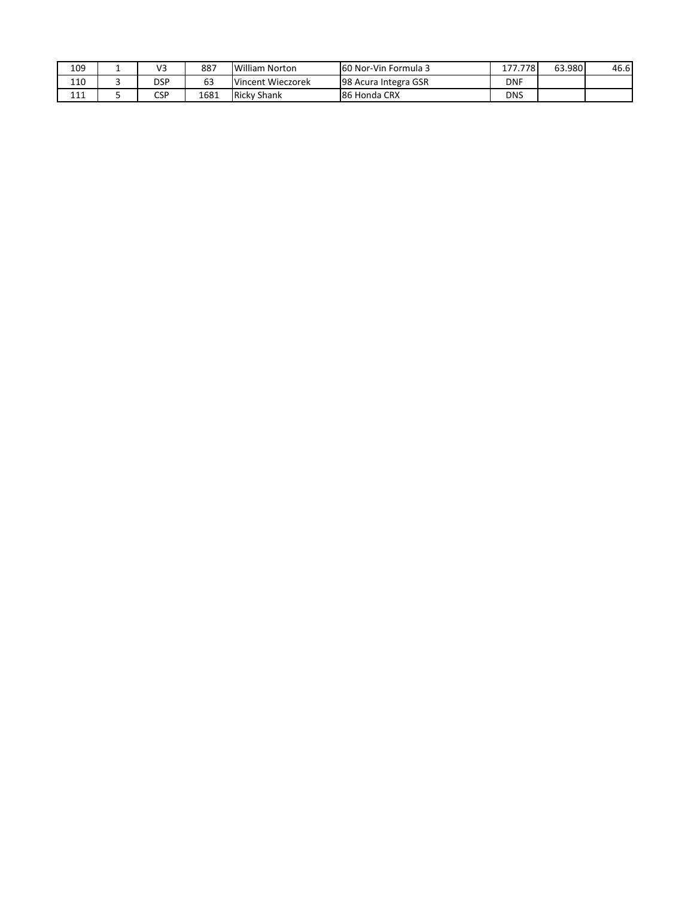| | | | | | | | | |
|---|---|---|---|---|---|---|---|---|
| 109 | 1 | V3 | 887 | William Norton | 60 Nor-Vin Formula 3 | 177.778 | 63.980 | 46.6 |
| 110 | 3 | DSP | 63 | Vincent Wieczorek | 98 Acura Integra GSR | DNF | | |
| 111 | 5 | CSP | 1681 | Ricky Shank | 86 Honda CRX | DNS | | |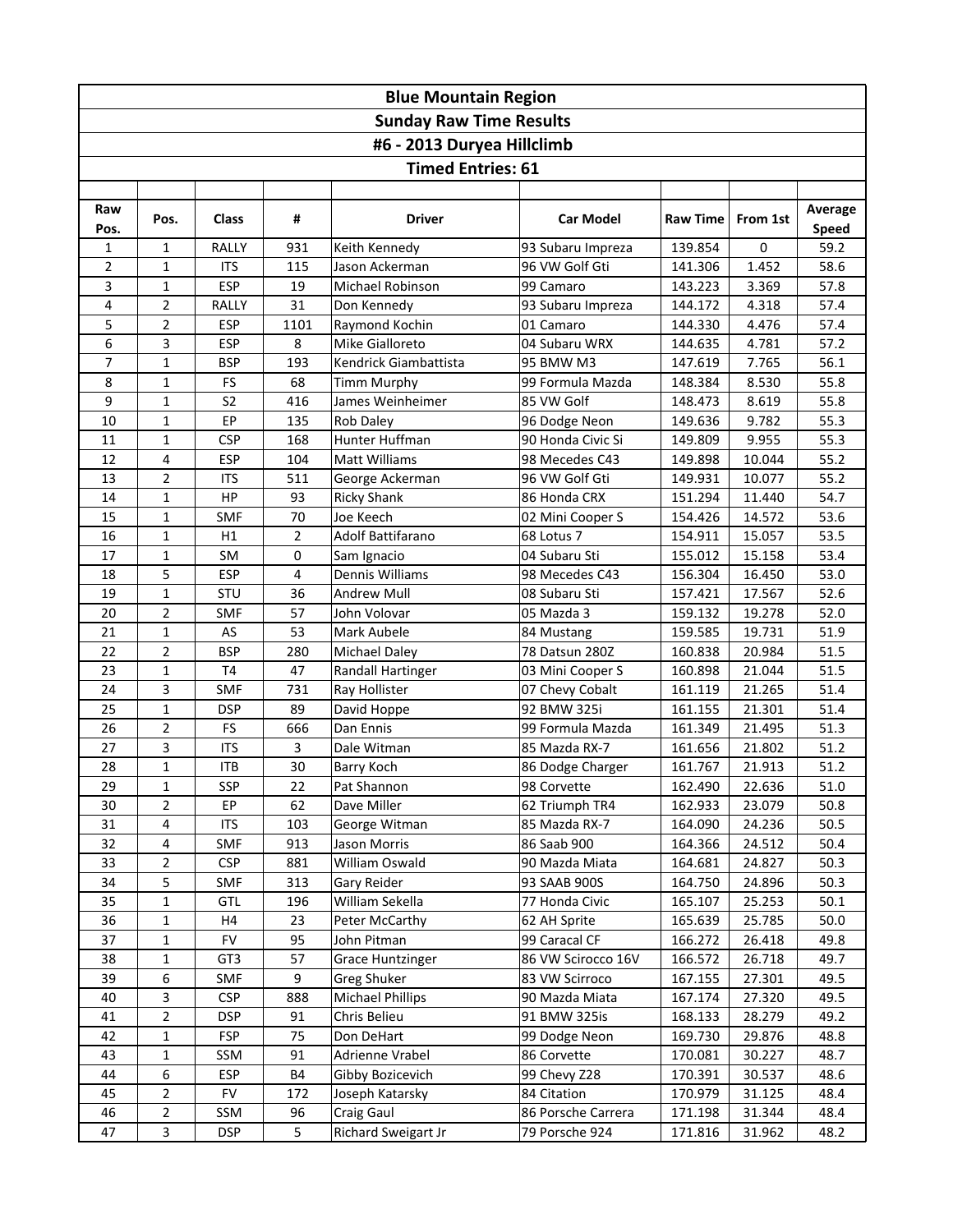| Blue Mountain Region | | | | | | | | |
|---|---|---|---|---|---|---|---|---|
| Sunday Raw Time Results | | | | | | | | |
| #6 - 2013 Duryea Hillclimb | | | | | | | | |
| Timed Entries: 61 | | | | | | | | |
| Raw Pos. | Pos. | Class | # | Driver | Car Model | Raw Time | From 1st | Average Speed |
| 1 | 1 | RALLY | 931 | Keith Kennedy | 93 Subaru Impreza | 139.854 | 0 | 59.2 |
| 2 | 1 | ITS | 115 | Jason Ackerman | 96 VW Golf Gti | 141.306 | 1.452 | 58.6 |
| 3 | 1 | ESP | 19 | Michael Robinson | 99 Camaro | 143.223 | 3.369 | 57.8 |
| 4 | 2 | RALLY | 31 | Don Kennedy | 93 Subaru Impreza | 144.172 | 4.318 | 57.4 |
| 5 | 2 | ESP | 1101 | Raymond Kochin | 01 Camaro | 144.330 | 4.476 | 57.4 |
| 6 | 3 | ESP | 8 | Mike Gialloreto | 04 Subaru WRX | 144.635 | 4.781 | 57.2 |
| 7 | 1 | BSP | 193 | Kendrick Giambattista | 95 BMW M3 | 147.619 | 7.765 | 56.1 |
| 8 | 1 | FS | 68 | Timm Murphy | 99 Formula Mazda | 148.384 | 8.530 | 55.8 |
| 9 | 1 | S2 | 416 | James Weinheimer | 85 VW Golf | 148.473 | 8.619 | 55.8 |
| 10 | 1 | EP | 135 | Rob Daley | 96 Dodge Neon | 149.636 | 9.782 | 55.3 |
| 11 | 1 | CSP | 168 | Hunter Huffman | 90 Honda Civic Si | 149.809 | 9.955 | 55.3 |
| 12 | 4 | ESP | 104 | Matt Williams | 98 Mecedes C43 | 149.898 | 10.044 | 55.2 |
| 13 | 2 | ITS | 511 | George Ackerman | 96 VW Golf Gti | 149.931 | 10.077 | 55.2 |
| 14 | 1 | HP | 93 | Ricky Shank | 86 Honda CRX | 151.294 | 11.440 | 54.7 |
| 15 | 1 | SMF | 70 | Joe Keech | 02 Mini Cooper S | 154.426 | 14.572 | 53.6 |
| 16 | 1 | H1 | 2 | Adolf Battifarano | 68 Lotus 7 | 154.911 | 15.057 | 53.5 |
| 17 | 1 | SM | 0 | Sam Ignacio | 04 Subaru Sti | 155.012 | 15.158 | 53.4 |
| 18 | 5 | ESP | 4 | Dennis Williams | 98 Mecedes C43 | 156.304 | 16.450 | 53.0 |
| 19 | 1 | STU | 36 | Andrew Mull | 08 Subaru Sti | 157.421 | 17.567 | 52.6 |
| 20 | 2 | SMF | 57 | John Volovar | 05 Mazda 3 | 159.132 | 19.278 | 52.0 |
| 21 | 1 | AS | 53 | Mark Aubele | 84 Mustang | 159.585 | 19.731 | 51.9 |
| 22 | 2 | BSP | 280 | Michael Daley | 78 Datsun 280Z | 160.838 | 20.984 | 51.5 |
| 23 | 1 | T4 | 47 | Randall Hartinger | 03 Mini Cooper S | 160.898 | 21.044 | 51.5 |
| 24 | 3 | SMF | 731 | Ray Hollister | 07 Chevy Cobalt | 161.119 | 21.265 | 51.4 |
| 25 | 1 | DSP | 89 | David Hoppe | 92 BMW 325i | 161.155 | 21.301 | 51.4 |
| 26 | 2 | FS | 666 | Dan Ennis | 99 Formula Mazda | 161.349 | 21.495 | 51.3 |
| 27 | 3 | ITS | 3 | Dale Witman | 85 Mazda RX-7 | 161.656 | 21.802 | 51.2 |
| 28 | 1 | ITB | 30 | Barry Koch | 86 Dodge Charger | 161.767 | 21.913 | 51.2 |
| 29 | 1 | SSP | 22 | Pat Shannon | 98 Corvette | 162.490 | 22.636 | 51.0 |
| 30 | 2 | EP | 62 | Dave Miller | 62 Triumph TR4 | 162.933 | 23.079 | 50.8 |
| 31 | 4 | ITS | 103 | George Witman | 85 Mazda RX-7 | 164.090 | 24.236 | 50.5 |
| 32 | 4 | SMF | 913 | Jason Morris | 86 Saab 900 | 164.366 | 24.512 | 50.4 |
| 33 | 2 | CSP | 881 | William Oswald | 90 Mazda Miata | 164.681 | 24.827 | 50.3 |
| 34 | 5 | SMF | 313 | Gary Reider | 93 SAAB 900S | 164.750 | 24.896 | 50.3 |
| 35 | 1 | GTL | 196 | William Sekella | 77 Honda Civic | 165.107 | 25.253 | 50.1 |
| 36 | 1 | H4 | 23 | Peter McCarthy | 62 AH Sprite | 165.639 | 25.785 | 50.0 |
| 37 | 1 | FV | 95 | John Pitman | 99 Caracal CF | 166.272 | 26.418 | 49.8 |
| 38 | 1 | GT3 | 57 | Grace Huntzinger | 86 VW Scirocco 16V | 166.572 | 26.718 | 49.7 |
| 39 | 6 | SMF | 9 | Greg Shuker | 83 VW Scirroco | 167.155 | 27.301 | 49.5 |
| 40 | 3 | CSP | 888 | Michael Phillips | 90 Mazda Miata | 167.174 | 27.320 | 49.5 |
| 41 | 2 | DSP | 91 | Chris Belieu | 91 BMW 325is | 168.133 | 28.279 | 49.2 |
| 42 | 1 | FSP | 75 | Don DeHart | 99 Dodge Neon | 169.730 | 29.876 | 48.8 |
| 43 | 1 | SSM | 91 | Adrienne Vrabel | 86 Corvette | 170.081 | 30.227 | 48.7 |
| 44 | 6 | ESP | B4 | Gibby Bozicevich | 99 Chevy Z28 | 170.391 | 30.537 | 48.6 |
| 45 | 2 | FV | 172 | Joseph Katarsky | 84 Citation | 170.979 | 31.125 | 48.4 |
| 46 | 2 | SSM | 96 | Craig Gaul | 86 Porsche Carrera | 171.198 | 31.344 | 48.4 |
| 47 | 3 | DSP | 5 | Richard Sweigart Jr | 79 Porsche 924 | 171.816 | 31.962 | 48.2 |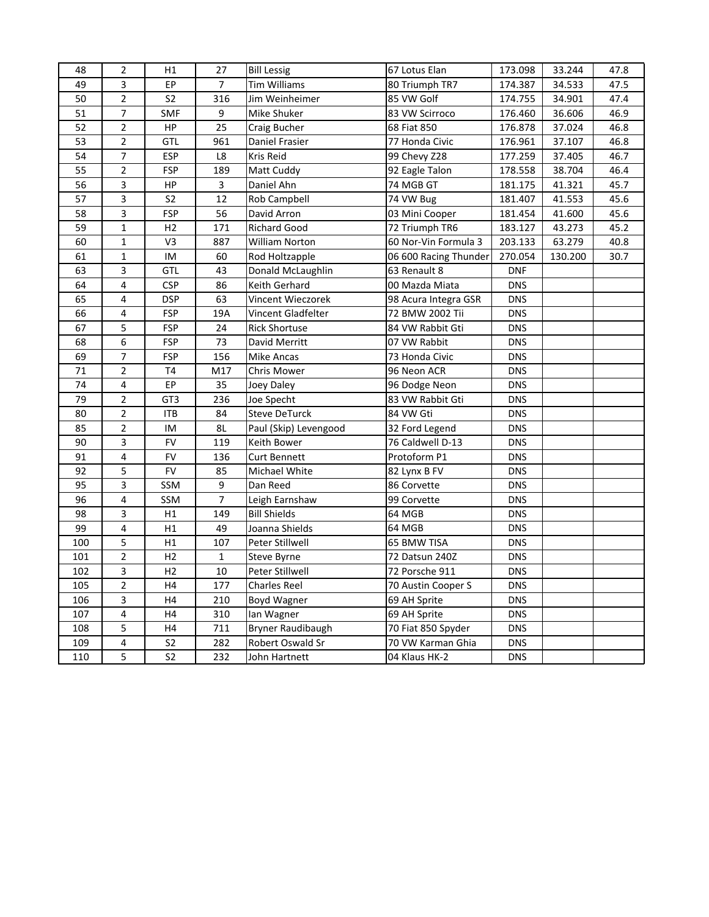| | | | | | | | | |
|---|---|---|---|---|---|---|---|---|
| 48 | 2 | H1 | 27 | Bill Lessig | 67 Lotus Elan | 173.098 | 33.244 | 47.8 |
| 49 | 3 | EP | 7 | Tim Williams | 80 Triumph TR7 | 174.387 | 34.533 | 47.5 |
| 50 | 2 | S2 | 316 | Jim Weinheimer | 85 VW Golf | 174.755 | 34.901 | 47.4 |
| 51 | 7 | SMF | 9 | Mike Shuker | 83 VW Scirroco | 176.460 | 36.606 | 46.9 |
| 52 | 2 | HP | 25 | Craig Bucher | 68 Fiat 850 | 176.878 | 37.024 | 46.8 |
| 53 | 2 | GTL | 961 | Daniel Frasier | 77 Honda Civic | 176.961 | 37.107 | 46.8 |
| 54 | 7 | ESP | L8 | Kris Reid | 99 Chevy Z28 | 177.259 | 37.405 | 46.7 |
| 55 | 2 | FSP | 189 | Matt Cuddy | 92 Eagle Talon | 178.558 | 38.704 | 46.4 |
| 56 | 3 | HP | 3 | Daniel Ahn | 74 MGB GT | 181.175 | 41.321 | 45.7 |
| 57 | 3 | S2 | 12 | Rob Campbell | 74 VW Bug | 181.407 | 41.553 | 45.6 |
| 58 | 3 | FSP | 56 | David Arron | 03 Mini Cooper | 181.454 | 41.600 | 45.6 |
| 59 | 1 | H2 | 171 | Richard Good | 72 Triumph TR6 | 183.127 | 43.273 | 45.2 |
| 60 | 1 | V3 | 887 | William Norton | 60 Nor-Vin Formula 3 | 203.133 | 63.279 | 40.8 |
| 61 | 1 | IM | 60 | Rod Holtzapple | 06 600 Racing Thunder | 270.054 | 130.200 | 30.7 |
| 63 | 3 | GTL | 43 | Donald McLaughlin | 63 Renault 8 | DNF | | |
| 64 | 4 | CSP | 86 | Keith Gerhard | 00 Mazda Miata | DNS | | |
| 65 | 4 | DSP | 63 | Vincent Wieczorek | 98 Acura Integra GSR | DNS | | |
| 66 | 4 | FSP | 19A | Vincent Gladfelter | 72 BMW 2002 Tii | DNS | | |
| 67 | 5 | FSP | 24 | Rick Shortuse | 84 VW Rabbit Gti | DNS | | |
| 68 | 6 | FSP | 73 | David Merritt | 07 VW Rabbit | DNS | | |
| 69 | 7 | FSP | 156 | Mike Ancas | 73 Honda Civic | DNS | | |
| 71 | 2 | T4 | M17 | Chris Mower | 96 Neon ACR | DNS | | |
| 74 | 4 | EP | 35 | Joey Daley | 96 Dodge Neon | DNS | | |
| 79 | 2 | GT3 | 236 | Joe Specht | 83 VW Rabbit Gti | DNS | | |
| 80 | 2 | ITB | 84 | Steve DeTurck | 84 VW Gti | DNS | | |
| 85 | 2 | IM | 8L | Paul (Skip) Levengood | 32 Ford Legend | DNS | | |
| 90 | 3 | FV | 119 | Keith Bower | 76 Caldwell D-13 | DNS | | |
| 91 | 4 | FV | 136 | Curt Bennett | Protoform P1 | DNS | | |
| 92 | 5 | FV | 85 | Michael White | 82 Lynx B FV | DNS | | |
| 95 | 3 | SSM | 9 | Dan Reed | 86 Corvette | DNS | | |
| 96 | 4 | SSM | 7 | Leigh Earnshaw | 99 Corvette | DNS | | |
| 98 | 3 | H1 | 149 | Bill Shields | 64 MGB | DNS | | |
| 99 | 4 | H1 | 49 | Joanna Shields | 64 MGB | DNS | | |
| 100 | 5 | H1 | 107 | Peter Stillwell | 65 BMW TISA | DNS | | |
| 101 | 2 | H2 | 1 | Steve Byrne | 72 Datsun 240Z | DNS | | |
| 102 | 3 | H2 | 10 | Peter Stillwell | 72 Porsche 911 | DNS | | |
| 105 | 2 | H4 | 177 | Charles Reel | 70 Austin Cooper S | DNS | | |
| 106 | 3 | H4 | 210 | Boyd Wagner | 69 AH Sprite | DNS | | |
| 107 | 4 | H4 | 310 | Ian Wagner | 69 AH Sprite | DNS | | |
| 108 | 5 | H4 | 711 | Bryner Raudibaugh | 70 Fiat 850 Spyder | DNS | | |
| 109 | 4 | S2 | 282 | Robert Oswald Sr | 70 VW Karman Ghia | DNS | | |
| 110 | 5 | S2 | 232 | John Hartnett | 04 Klaus HK-2 | DNS | | |